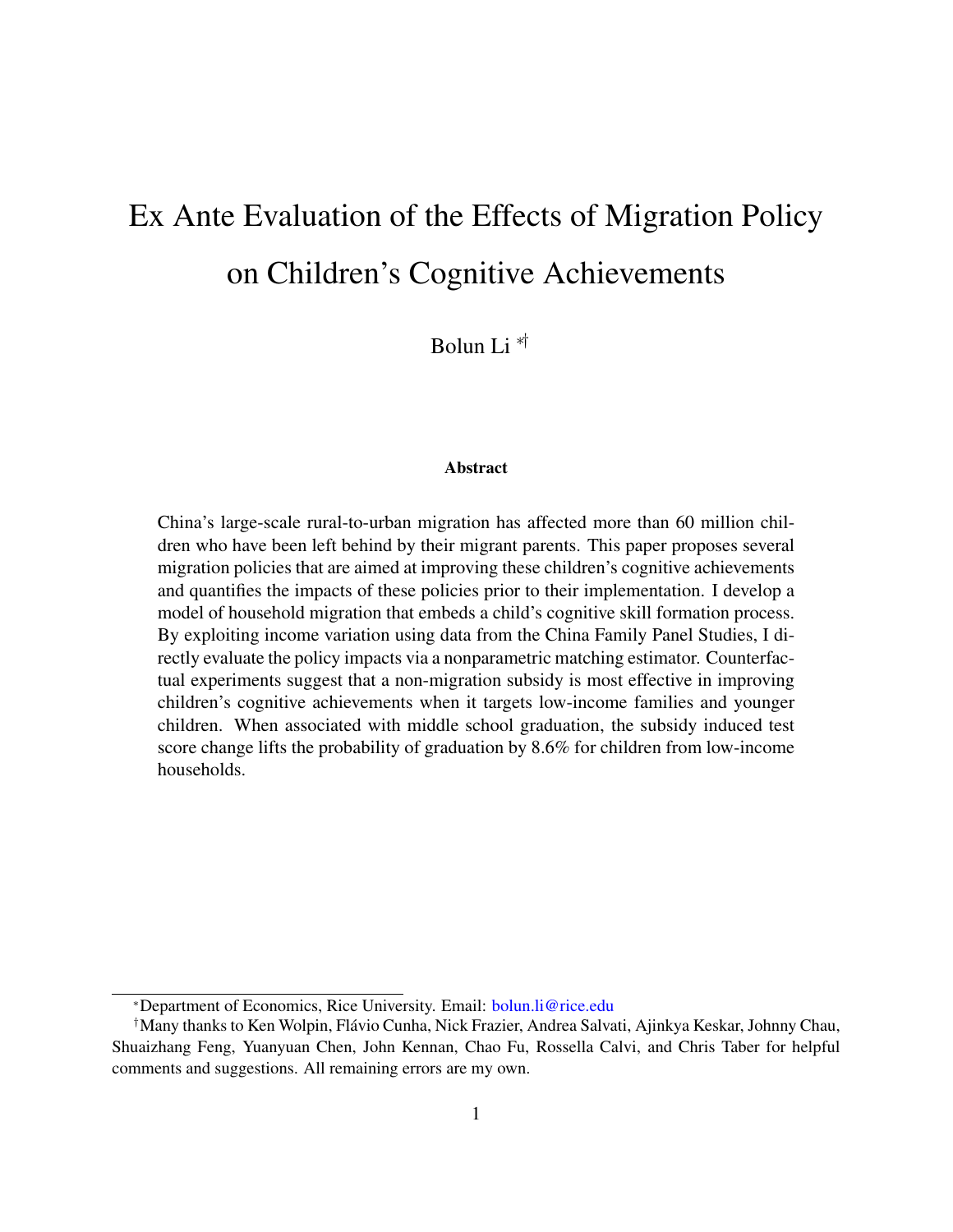# Ex Ante Evaluation of the Effects of Migration Policy on Children's Cognitive Achievements

Bolun Li [*†]

### Abstract

China's large-scale rural-to-urban migration has affected more than 60 million children who have been left behind by their migrant parents. This paper proposes several migration policies that are aimed at improving these children's cognitive achievements and quantifies the impacts of these policies prior to their implementation. I develop a model of household migration that embeds a child's cognitive skill formation process. By exploiting income variation using data from the China Family Panel Studies, I directly evaluate the policy impacts via a nonparametric matching estimator. Counterfactual experiments suggest that a non-migration subsidy is most effective in improving children's cognitive achievements when it targets low-income families and younger children. When associated with middle school graduation, the subsidy induced test score change lifts the probability of graduation by 8.6% for children from low-income households.

---

[*] Department of Economics, Rice University. Email: bolun.li@rice.edu

[†] Many thanks to Ken Wolpin, Flávio Cunha, Nick Frazier, Andrea Salvati, Ajinkya Keskar, Johnny Chau, Shuaizhang Feng, Yuanyuan Chen, John Kennan, Chao Fu, Rossella Calvi, and Chris Taber for helpful comments and suggestions. All remaining errors are my own.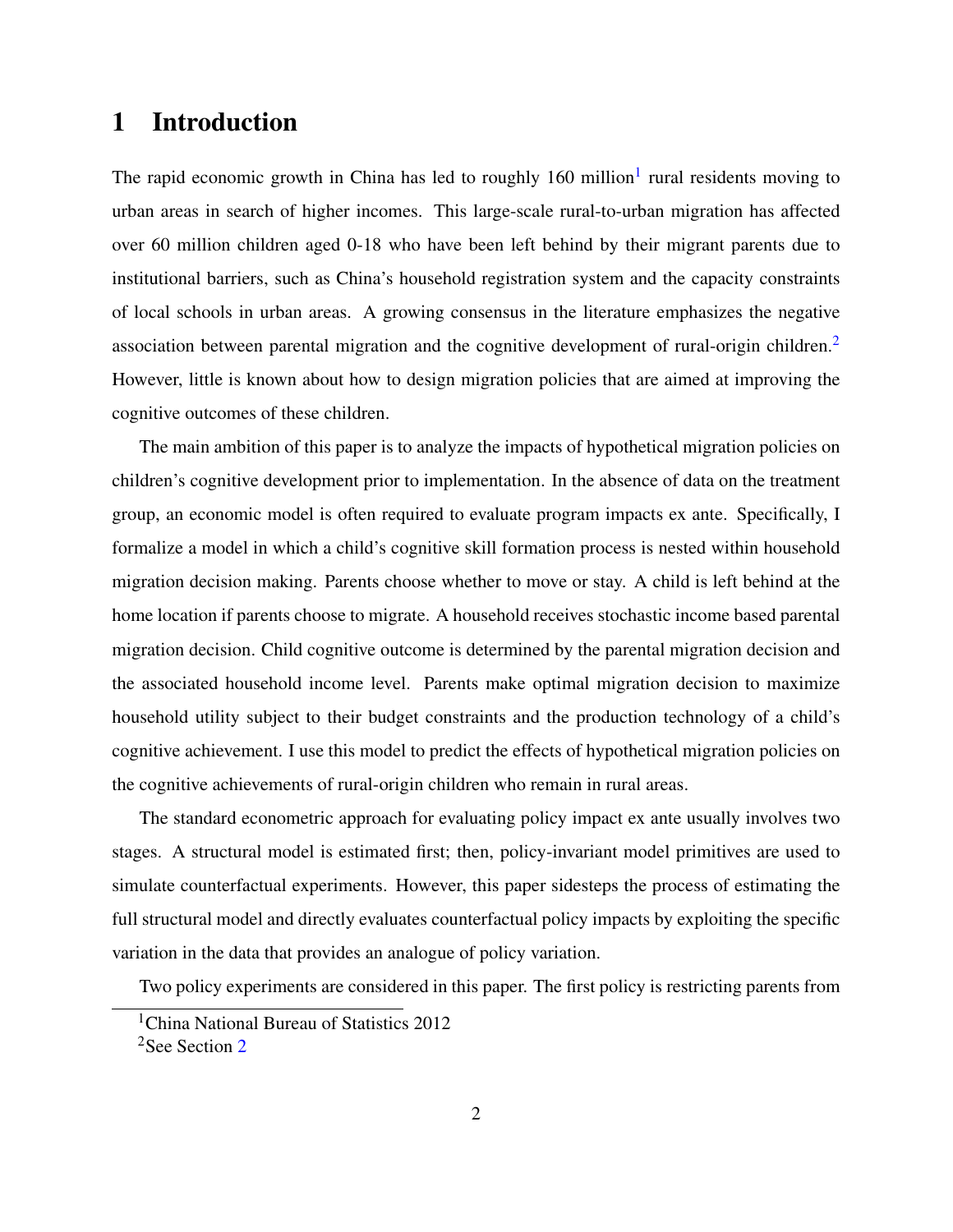# 1 Introduction

The rapid economic growth in China has led to roughly 160 million[1] rural residents moving to urban areas in search of higher incomes. This large-scale rural-to-urban migration has affected over 60 million children aged 0-18 who have been left behind by their migrant parents due to institutional barriers, such as China's household registration system and the capacity constraints of local schools in urban areas. A growing consensus in the literature emphasizes the negative association between parental migration and the cognitive development of rural-origin children.[2] However, little is known about how to design migration policies that are aimed at improving the cognitive outcomes of these children.

The main ambition of this paper is to analyze the impacts of hypothetical migration policies on children's cognitive development prior to implementation. In the absence of data on the treatment group, an economic model is often required to evaluate program impacts ex ante. Specifically, I formalize a model in which a child's cognitive skill formation process is nested within household migration decision making. Parents choose whether to move or stay. A child is left behind at the home location if parents choose to migrate. A household receives stochastic income based parental migration decision. Child cognitive outcome is determined by the parental migration decision and the associated household income level. Parents make optimal migration decision to maximize household utility subject to their budget constraints and the production technology of a child's cognitive achievement. I use this model to predict the effects of hypothetical migration policies on the cognitive achievements of rural-origin children who remain in rural areas.

The standard econometric approach for evaluating policy impact ex ante usually involves two stages. A structural model is estimated first; then, policy-invariant model primitives are used to simulate counterfactual experiments. However, this paper sidesteps the process of estimating the full structural model and directly evaluates counterfactual policy impacts by exploiting the specific variation in the data that provides an analogue of policy variation.

Two policy experiments are considered in this paper. The first policy is restricting parents from

[1] China National Bureau of Statistics 2012

[2] See Section 2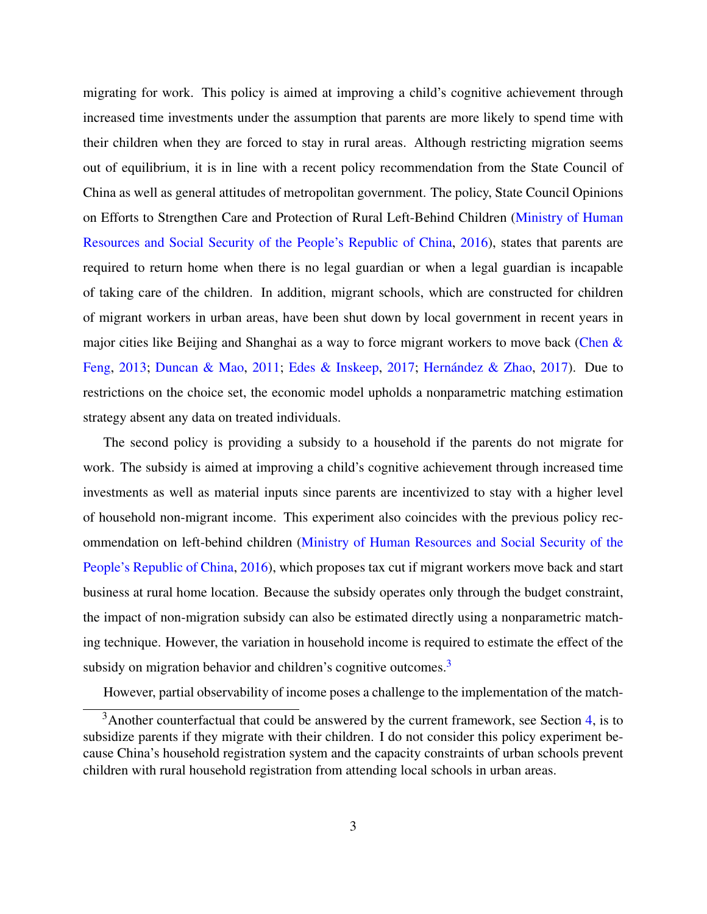migrating for work. This policy is aimed at improving a child's cognitive achievement through increased time investments under the assumption that parents are more likely to spend time with their children when they are forced to stay in rural areas. Although restricting migration seems out of equilibrium, it is in line with a recent policy recommendation from the State Council of China as well as general attitudes of metropolitan government. The policy, State Council Opinions on Efforts to Strengthen Care and Protection of Rural Left-Behind Children (Ministry of Human Resources and Social Security of the People's Republic of China, 2016), states that parents are required to return home when there is no legal guardian or when a legal guardian is incapable of taking care of the children. In addition, migrant schools, which are constructed for children of migrant workers in urban areas, have been shut down by local government in recent years in major cities like Beijing and Shanghai as a way to force migrant workers to move back (Chen & Feng, 2013; Duncan & Mao, 2011; Edes & Inskeep, 2017; Hernández & Zhao, 2017). Due to restrictions on the choice set, the economic model upholds a nonparametric matching estimation strategy absent any data on treated individuals.

The second policy is providing a subsidy to a household if the parents do not migrate for work. The subsidy is aimed at improving a child's cognitive achievement through increased time investments as well as material inputs since parents are incentivized to stay with a higher level of household non-migrant income. This experiment also coincides with the previous policy recommendation on left-behind children (Ministry of Human Resources and Social Security of the People's Republic of China, 2016), which proposes tax cut if migrant workers move back and start business at rural home location. Because the subsidy operates only through the budget constraint, the impact of non-migration subsidy can also be estimated directly using a nonparametric matching technique. However, the variation in household income is required to estimate the effect of the subsidy on migration behavior and children's cognitive outcomes.[3]

However, partial observability of income poses a challenge to the implementation of the match-

[3] Another counterfactual that could be answered by the current framework, see Section 4, is to subsidize parents if they migrate with their children. I do not consider this policy experiment because China's household registration system and the capacity constraints of urban schools prevent children with rural household registration from attending local schools in urban areas.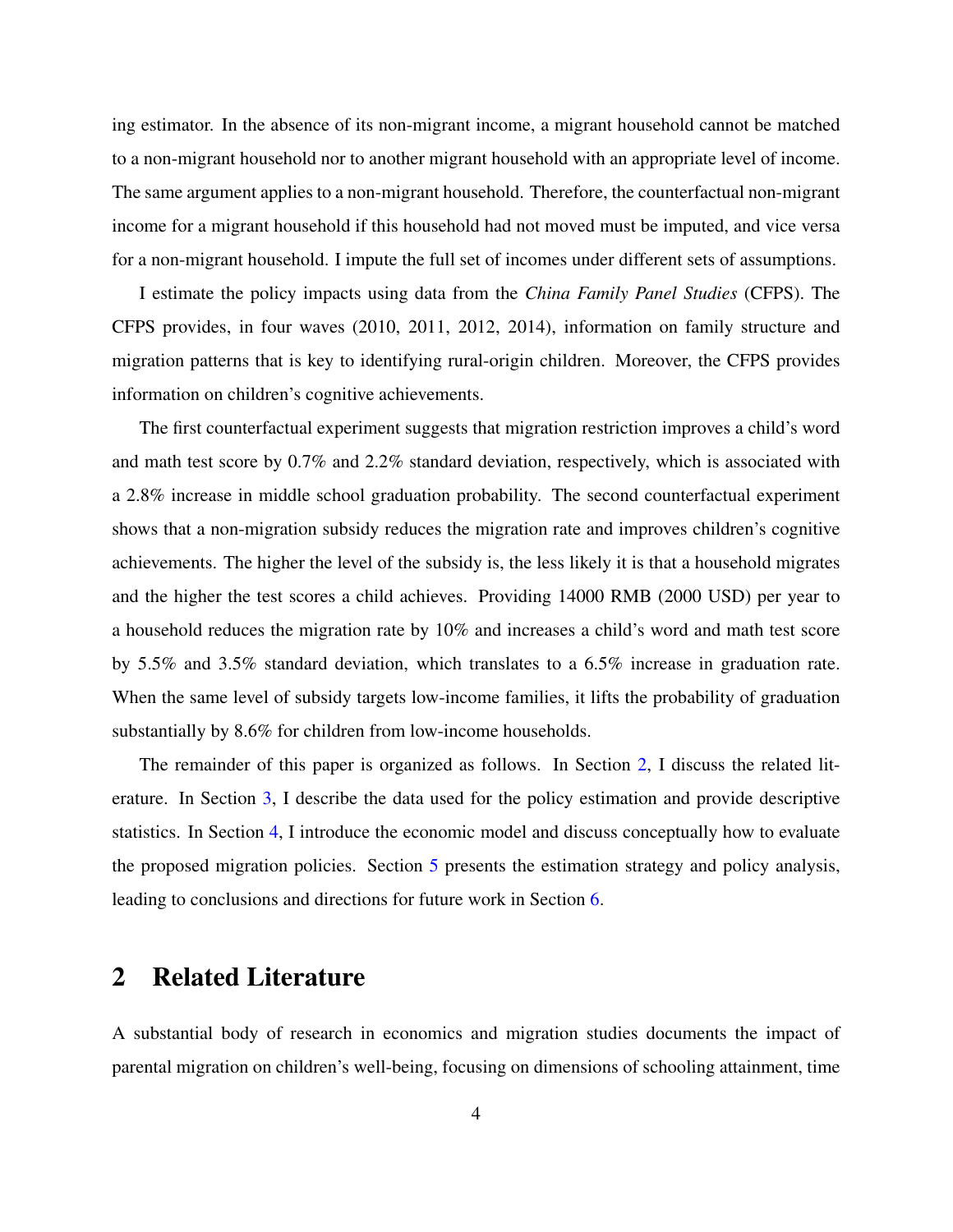ing estimator. In the absence of its non-migrant income, a migrant household cannot be matched to a non-migrant household nor to another migrant household with an appropriate level of income. The same argument applies to a non-migrant household. Therefore, the counterfactual non-migrant income for a migrant household if this household had not moved must be imputed, and vice versa for a non-migrant household. I impute the full set of incomes under different sets of assumptions.

I estimate the policy impacts using data from the *China Family Panel Studies* (CFPS). The CFPS provides, in four waves (2010, 2011, 2012, 2014), information on family structure and migration patterns that is key to identifying rural-origin children. Moreover, the CFPS provides information on children's cognitive achievements.

The first counterfactual experiment suggests that migration restriction improves a child's word and math test score by 0.7% and 2.2% standard deviation, respectively, which is associated with a 2.8% increase in middle school graduation probability. The second counterfactual experiment shows that a non-migration subsidy reduces the migration rate and improves children's cognitive achievements. The higher the level of the subsidy is, the less likely it is that a household migrates and the higher the test scores a child achieves. Providing 14000 RMB (2000 USD) per year to a household reduces the migration rate by 10% and increases a child's word and math test score by 5.5% and 3.5% standard deviation, which translates to a 6.5% increase in graduation rate. When the same level of subsidy targets low-income families, it lifts the probability of graduation substantially by 8.6% for children from low-income households.

The remainder of this paper is organized as follows. In Section 2, I discuss the related literature. In Section 3, I describe the data used for the policy estimation and provide descriptive statistics. In Section 4, I introduce the economic model and discuss conceptually how to evaluate the proposed migration policies. Section 5 presents the estimation strategy and policy analysis, leading to conclusions and directions for future work in Section 6.

## 2 Related Literature

A substantial body of research in economics and migration studies documents the impact of parental migration on children's well-being, focusing on dimensions of schooling attainment, time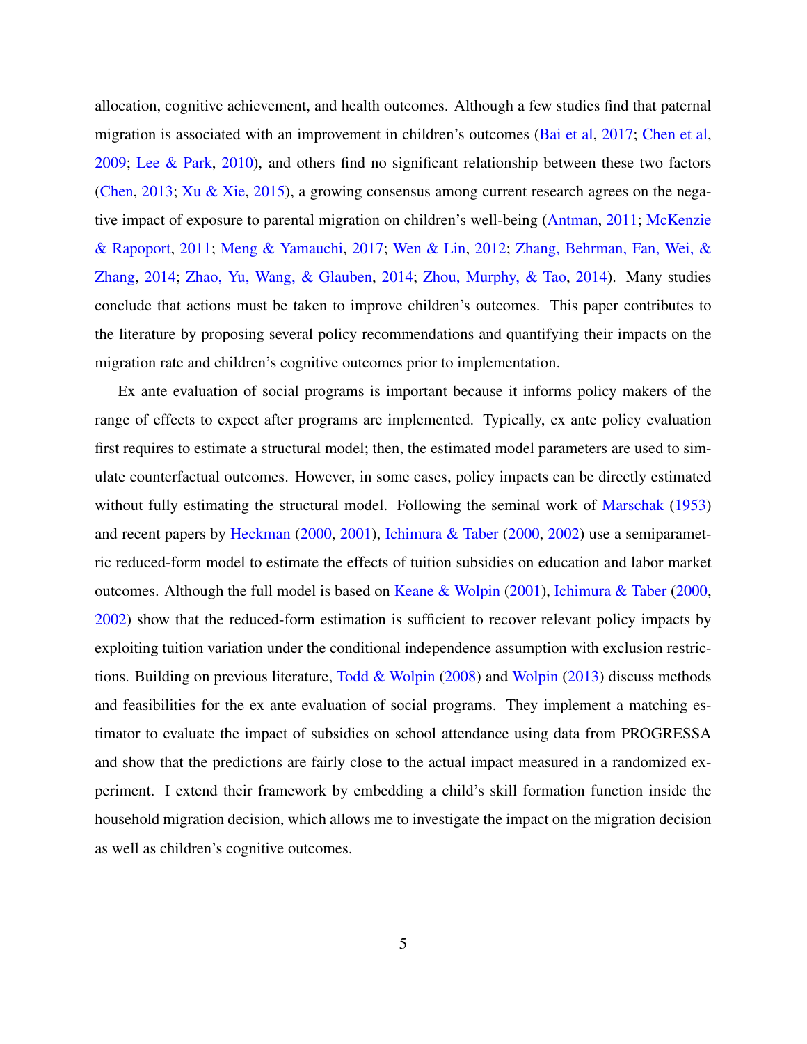allocation, cognitive achievement, and health outcomes. Although a few studies find that paternal migration is associated with an improvement in children's outcomes (Bai et al, 2017; Chen et al, 2009; Lee & Park, 2010), and others find no significant relationship between these two factors (Chen, 2013; Xu & Xie, 2015), a growing consensus among current research agrees on the negative impact of exposure to parental migration on children's well-being (Antman, 2011; McKenzie & Rapoport, 2011; Meng & Yamauchi, 2017; Wen & Lin, 2012; Zhang, Behrman, Fan, Wei, & Zhang, 2014; Zhao, Yu, Wang, & Glauben, 2014; Zhou, Murphy, & Tao, 2014). Many studies conclude that actions must be taken to improve children's outcomes. This paper contributes to the literature by proposing several policy recommendations and quantifying their impacts on the migration rate and children's cognitive outcomes prior to implementation.

Ex ante evaluation of social programs is important because it informs policy makers of the range of effects to expect after programs are implemented. Typically, ex ante policy evaluation first requires to estimate a structural model; then, the estimated model parameters are used to simulate counterfactual outcomes. However, in some cases, policy impacts can be directly estimated without fully estimating the structural model. Following the seminal work of Marschak (1953) and recent papers by Heckman (2000, 2001), Ichimura & Taber (2000, 2002) use a semiparametric reduced-form model to estimate the effects of tuition subsidies on education and labor market outcomes. Although the full model is based on Keane & Wolpin (2001), Ichimura & Taber (2000, 2002) show that the reduced-form estimation is sufficient to recover relevant policy impacts by exploiting tuition variation under the conditional independence assumption with exclusion restrictions. Building on previous literature, Todd & Wolpin (2008) and Wolpin (2013) discuss methods and feasibilities for the ex ante evaluation of social programs. They implement a matching estimator to evaluate the impact of subsidies on school attendance using data from PROGRESSA and show that the predictions are fairly close to the actual impact measured in a randomized experiment. I extend their framework by embedding a child's skill formation function inside the household migration decision, which allows me to investigate the impact on the migration decision as well as children's cognitive outcomes.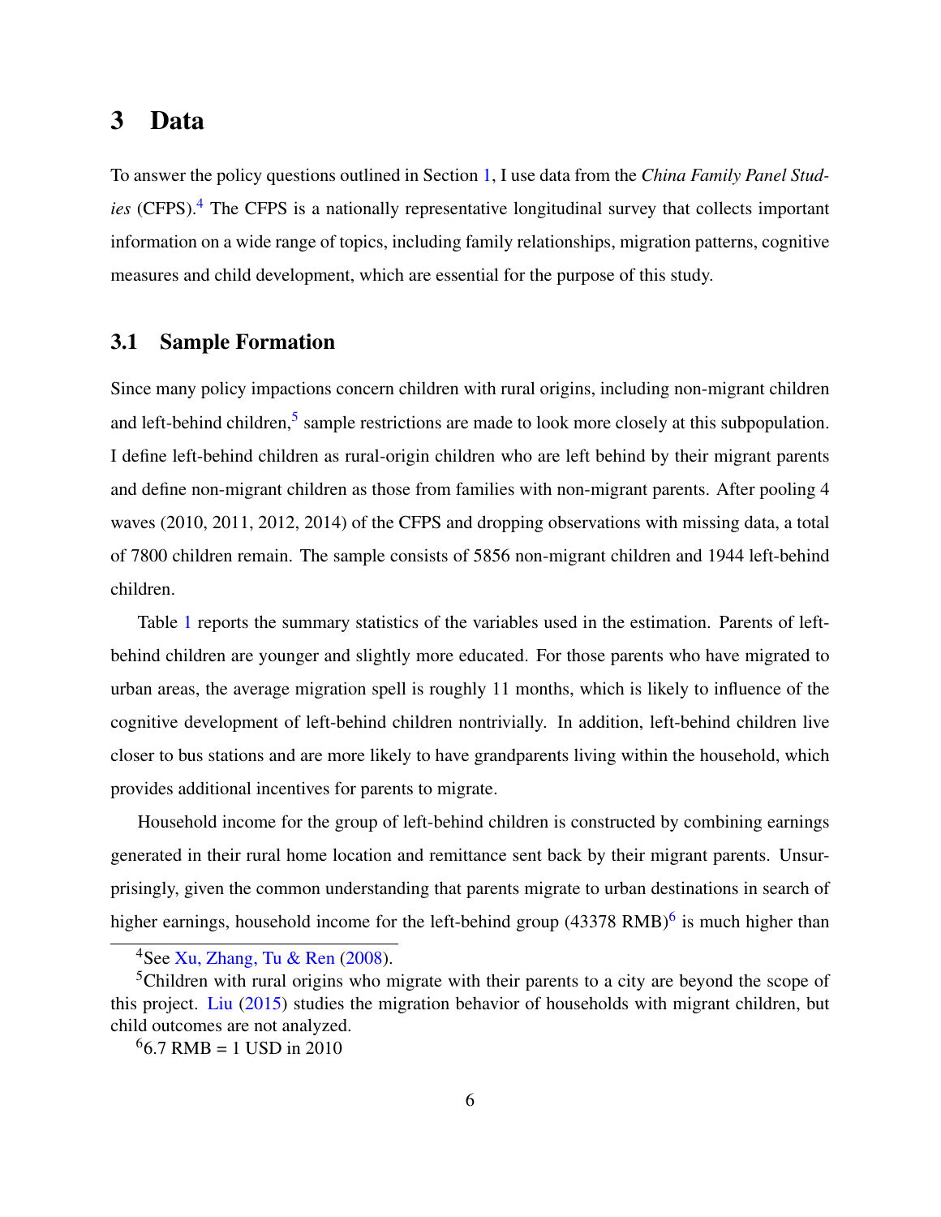# 3 Data

To answer the policy questions outlined in Section 1, I use data from the *China Family Panel Studies* (CFPS).[4] The CFPS is a nationally representative longitudinal survey that collects important information on a wide range of topics, including family relationships, migration patterns, cognitive measures and child development, which are essential for the purpose of this study.

## 3.1 Sample Formation

Since many policy impactions concern children with rural origins, including non-migrant children and left-behind children,[5] sample restrictions are made to look more closely at this subpopulation. I define left-behind children as rural-origin children who are left behind by their migrant parents and define non-migrant children as those from families with non-migrant parents. After pooling 4 waves (2010, 2011, 2012, 2014) of the CFPS and dropping observations with missing data, a total of 7800 children remain. The sample consists of 5856 non-migrant children and 1944 left-behind children.

Table 1 reports the summary statistics of the variables used in the estimation. Parents of left-behind children are younger and slightly more educated. For those parents who have migrated to urban areas, the average migration spell is roughly 11 months, which is likely to influence of the cognitive development of left-behind children nontrivially. In addition, left-behind children live closer to bus stations and are more likely to have grandparents living within the household, which provides additional incentives for parents to migrate.

Household income for the group of left-behind children is constructed by combining earnings generated in their rural home location and remittance sent back by their migrant parents. Unsurprisingly, given the common understanding that parents migrate to urban destinations in search of higher earnings, household income for the left-behind group (43378 RMB)[6] is much higher than

---

[4] See Xu, Zhang, Tu & Ren (2008).

[5] Children with rural origins who migrate with their parents to a city are beyond the scope of this project. Liu (2015) studies the migration behavior of households with migrant children, but child outcomes are not analyzed.

[6] 6.7 RMB = 1 USD in 2010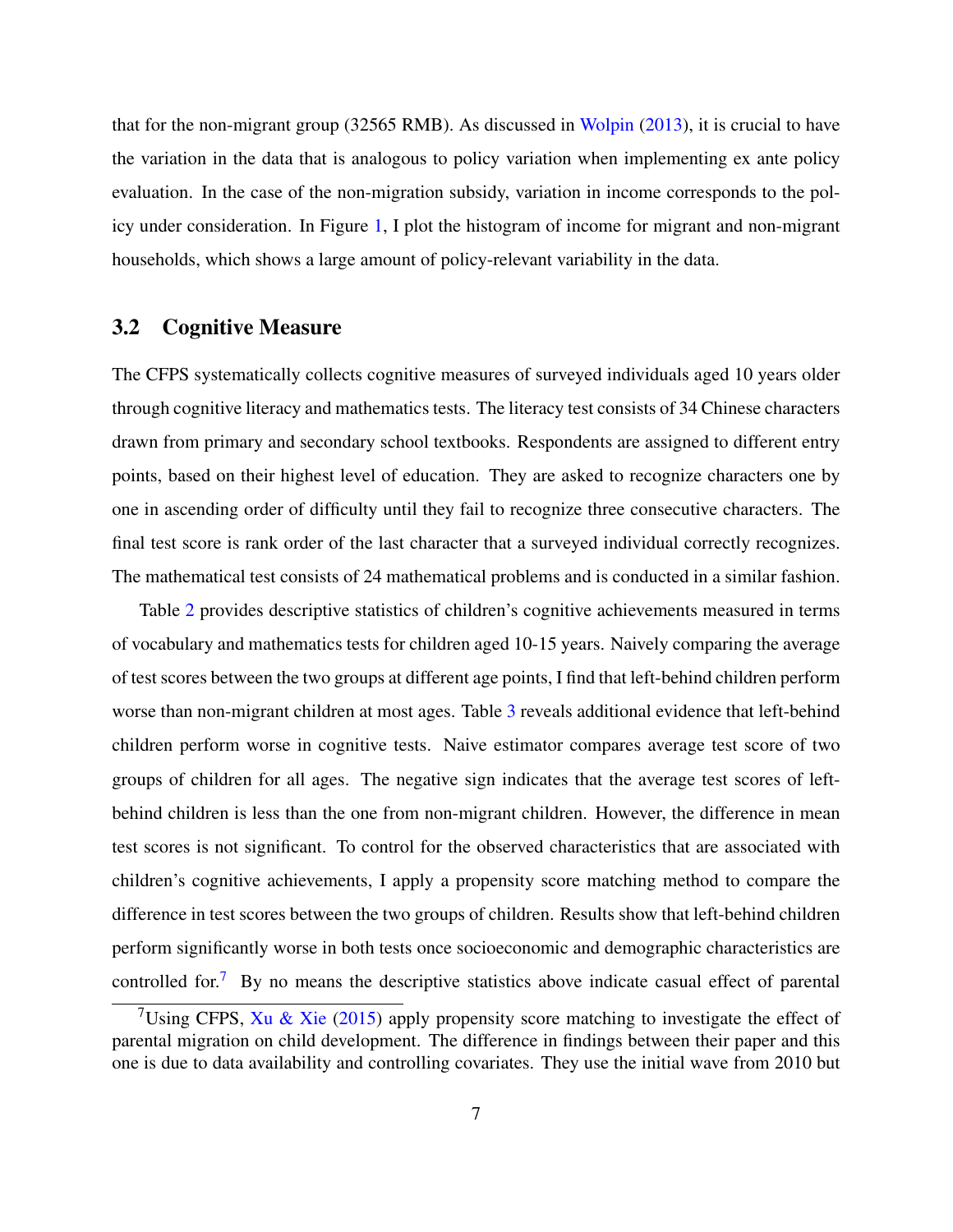that for the non-migrant group (32565 RMB). As discussed in Wolpin (2013), it is crucial to have the variation in the data that is analogous to policy variation when implementing ex ante policy evaluation. In the case of the non-migration subsidy, variation in income corresponds to the policy under consideration. In Figure 1, I plot the histogram of income for migrant and non-migrant households, which shows a large amount of policy-relevant variability in the data.

## 3.2 Cognitive Measure

The CFPS systematically collects cognitive measures of surveyed individuals aged 10 years older through cognitive literacy and mathematics tests. The literacy test consists of 34 Chinese characters drawn from primary and secondary school textbooks. Respondents are assigned to different entry points, based on their highest level of education. They are asked to recognize characters one by one in ascending order of difficulty until they fail to recognize three consecutive characters. The final test score is rank order of the last character that a surveyed individual correctly recognizes. The mathematical test consists of 24 mathematical problems and is conducted in a similar fashion.

Table 2 provides descriptive statistics of children's cognitive achievements measured in terms of vocabulary and mathematics tests for children aged 10-15 years. Naively comparing the average of test scores between the two groups at different age points, I find that left-behind children perform worse than non-migrant children at most ages. Table 3 reveals additional evidence that left-behind children perform worse in cognitive tests. Naive estimator compares average test score of two groups of children for all ages. The negative sign indicates that the average test scores of left-behind children is less than the one from non-migrant children. However, the difference in mean test scores is not significant. To control for the observed characteristics that are associated with children's cognitive achievements, I apply a propensity score matching method to compare the difference in test scores between the two groups of children. Results show that left-behind children perform significantly worse in both tests once socioeconomic and demographic characteristics are controlled for.[7] By no means the descriptive statistics above indicate casual effect of parental

[7] Using CFPS, Xu & Xie (2015) apply propensity score matching to investigate the effect of parental migration on child development. The difference in findings between their paper and this one is due to data availability and controlling covariates. They use the initial wave from 2010 but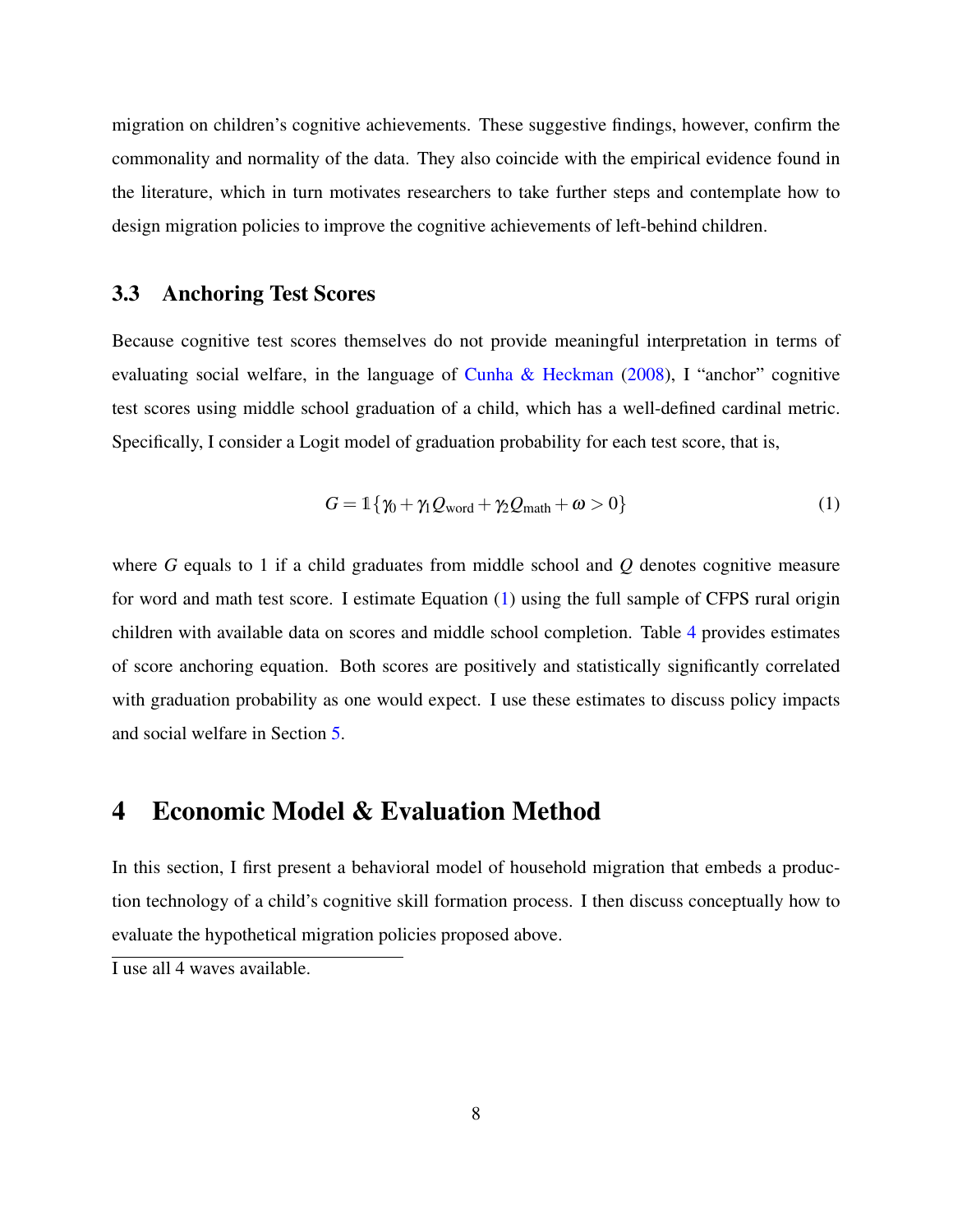migration on children's cognitive achievements. These suggestive findings, however, confirm the commonality and normality of the data. They also coincide with the empirical evidence found in the literature, which in turn motivates researchers to take further steps and contemplate how to design migration policies to improve the cognitive achievements of left-behind children.

### 3.3 Anchoring Test Scores

Because cognitive test scores themselves do not provide meaningful interpretation in terms of evaluating social welfare, in the language of Cunha & Heckman (2008), I "anchor" cognitive test scores using middle school graduation of a child, which has a well-defined cardinal metric. Specifically, I consider a Logit model of graduation probability for each test score, that is,

$$G = \mathbb{1}\{\gamma_0 + \gamma_1 Q_{\text{word}} + \gamma_2 Q_{\text{math}} + \omega > 0\} \tag{1}$$

where $G$ equals to 1 if a child graduates from middle school and $Q$ denotes cognitive measure for word and math test score. I estimate Equation (1) using the full sample of CFPS rural origin children with available data on scores and middle school completion. Table 4 provides estimates of score anchoring equation. Both scores are positively and statistically significantly correlated with graduation probability as one would expect. I use these estimates to discuss policy impacts and social welfare in Section 5.

## 4 Economic Model & Evaluation Method

In this section, I first present a behavioral model of household migration that embeds a production technology of a child's cognitive skill formation process. I then discuss conceptually how to evaluate the hypothetical migration policies proposed above.

---

I use all 4 waves available.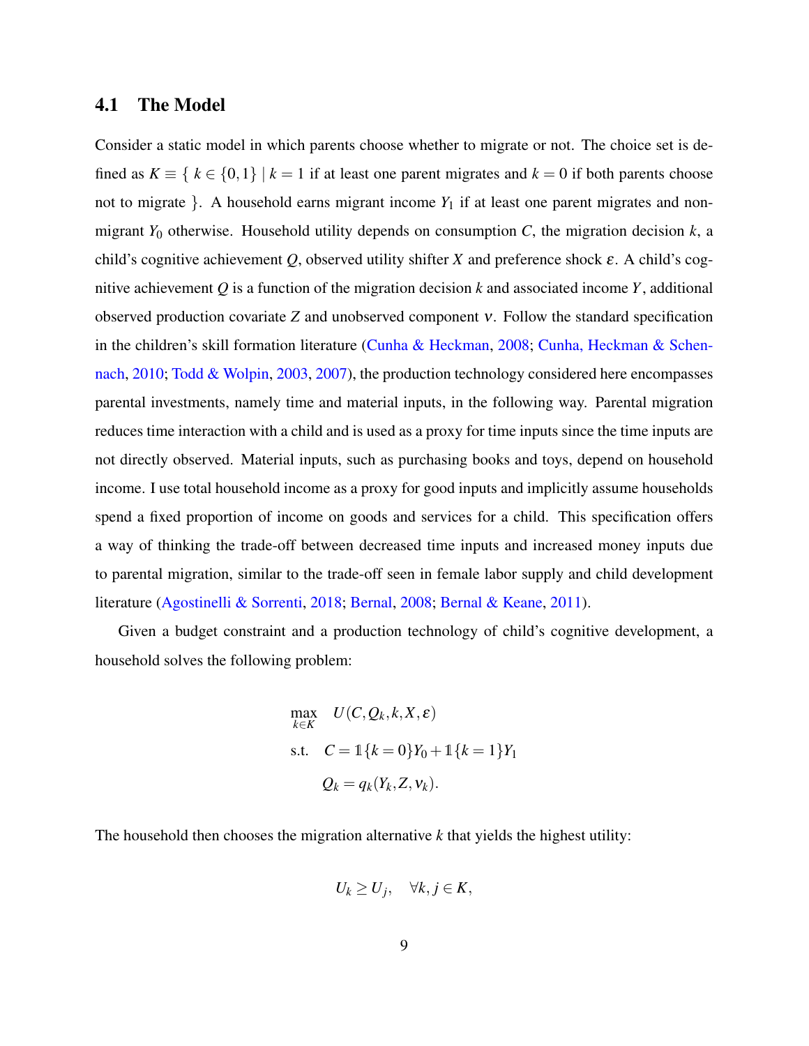## 4.1 The Model

Consider a static model in which parents choose whether to migrate or not. The choice set is defined as $K \equiv \{ \ k \in \{0,1\} \mid k = 1$ if at least one parent migrates and $k = 0$ if both parents choose not to migrate $\}$. A household earns migrant income $Y_1$ if at least one parent migrates and non-migrant $Y_0$ otherwise. Household utility depends on consumption $C$, the migration decision $k$, a child's cognitive achievement $Q$, observed utility shifter $X$ and preference shock $\varepsilon$. A child's cognitive achievement $Q$ is a function of the migration decision $k$ and associated income $Y$, additional observed production covariate $Z$ and unobserved component $\nu$. Follow the standard specification in the children's skill formation literature (Cunha & Heckman, 2008; Cunha, Heckman & Schennach, 2010; Todd & Wolpin, 2003, 2007), the production technology considered here encompasses parental investments, namely time and material inputs, in the following way. Parental migration reduces time interaction with a child and is used as a proxy for time inputs since the time inputs are not directly observed. Material inputs, such as purchasing books and toys, depend on household income. I use total household income as a proxy for good inputs and implicitly assume households spend a fixed proportion of income on goods and services for a child. This specification offers a way of thinking the trade-off between decreased time inputs and increased money inputs due to parental migration, similar to the trade-off seen in female labor supply and child development literature (Agostinelli & Sorrenti, 2018; Bernal, 2008; Bernal & Keane, 2011).

Given a budget constraint and a production technology of child's cognitive development, a household solves the following problem:

$$
\begin{aligned}
\max_{k \in K} \quad & U(C, Q_k, k, X, \varepsilon) \\
\text{s.t.} \quad & C = \mathbb{1}\{k = 0\}Y_0 + \mathbb{1}\{k = 1\}Y_1 \\
& Q_k = q_k(Y_k, Z, \nu_k).
\end{aligned}
$$

The household then chooses the migration alternative $k$ that yields the highest utility:

$$
U_k \geq U_j, \quad \forall k, j \in K,
$$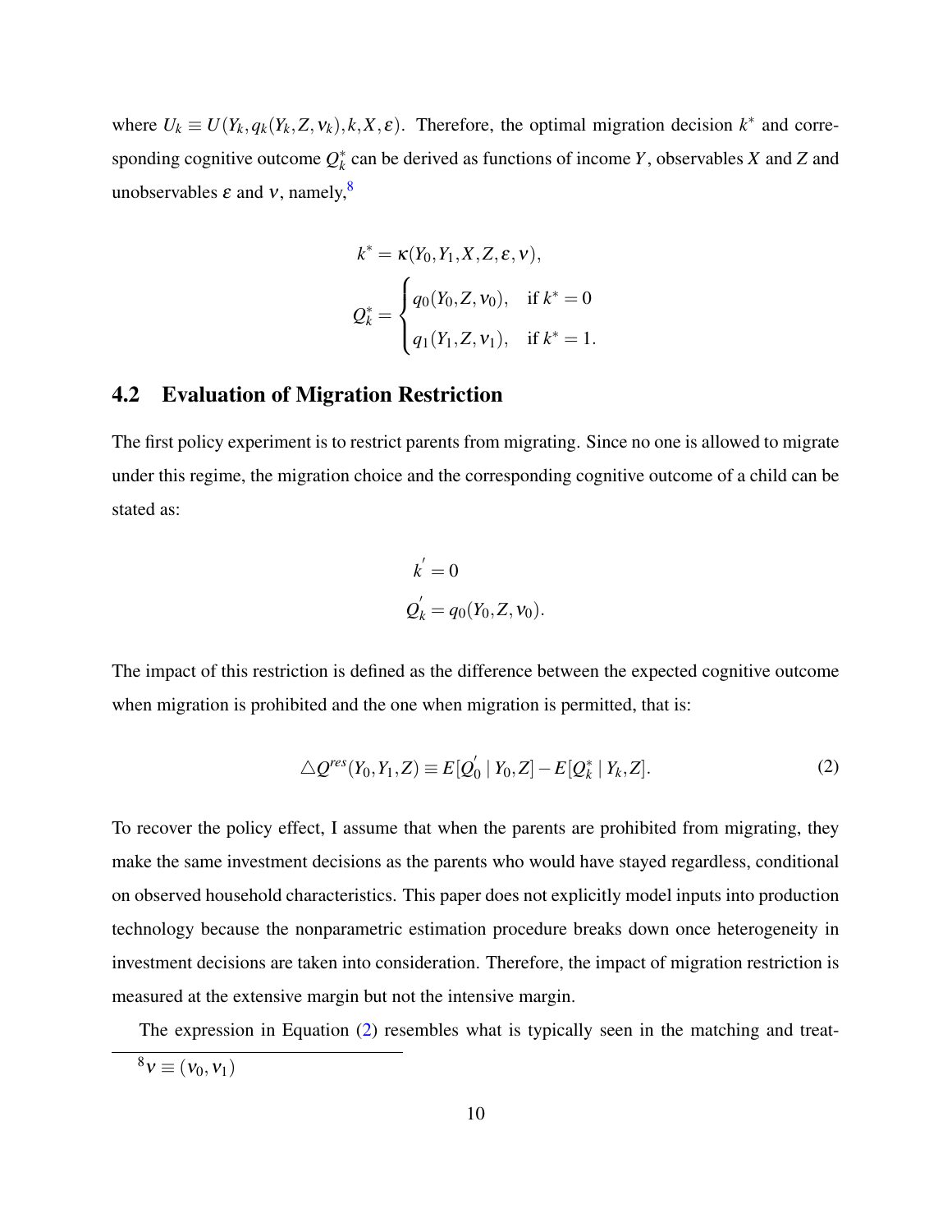where $U_k \equiv U(Y_k, q_k(Y_k, Z, \nu_k), k, X, \varepsilon)$. Therefore, the optimal migration decision $k^*$ and corresponding cognitive outcome $Q_k^*$ can be derived as functions of income $Y$, observables $X$ and $Z$ and unobservables $\varepsilon$ and $\nu$, namely,[8]

$$
k^* = \kappa(Y_0, Y_1, X, Z, \varepsilon, \nu),
$$

$$
Q_k^* = \begin{cases} q_0(Y_0, Z, \nu_0), & \text{if } k^* = 0 \\ q_1(Y_1, Z, \nu_1), & \text{if } k^* = 1. \end{cases}
$$

## 4.2 Evaluation of Migration Restriction

The first policy experiment is to restrict parents from migrating. Since no one is allowed to migrate under this regime, the migration choice and the corresponding cognitive outcome of a child can be stated as:

$$
k^{'} = 0
$$

$$
Q_k^{'} = q_0(Y_0, Z, \nu_0).
$$

The impact of this restriction is defined as the difference between the expected cognitive outcome when migration is prohibited and the one when migration is permitted, that is:

$$
\triangle Q^{res}(Y_0, Y_1, Z) \equiv E[Q_0^{'} \mid Y_0, Z] - E[Q_k^* \mid Y_k, Z]. \tag{2}
$$

To recover the policy effect, I assume that when the parents are prohibited from migrating, they make the same investment decisions as the parents who would have stayed regardless, conditional on observed household characteristics. This paper does not explicitly model inputs into production technology because the nonparametric estimation procedure breaks down once heterogeneity in investment decisions are taken into consideration. Therefore, the impact of migration restriction is measured at the extensive margin but not the intensive margin.

The expression in Equation (2) resembles what is typically seen in the matching and treat-

[8] $\nu \equiv (\nu_0, \nu_1)$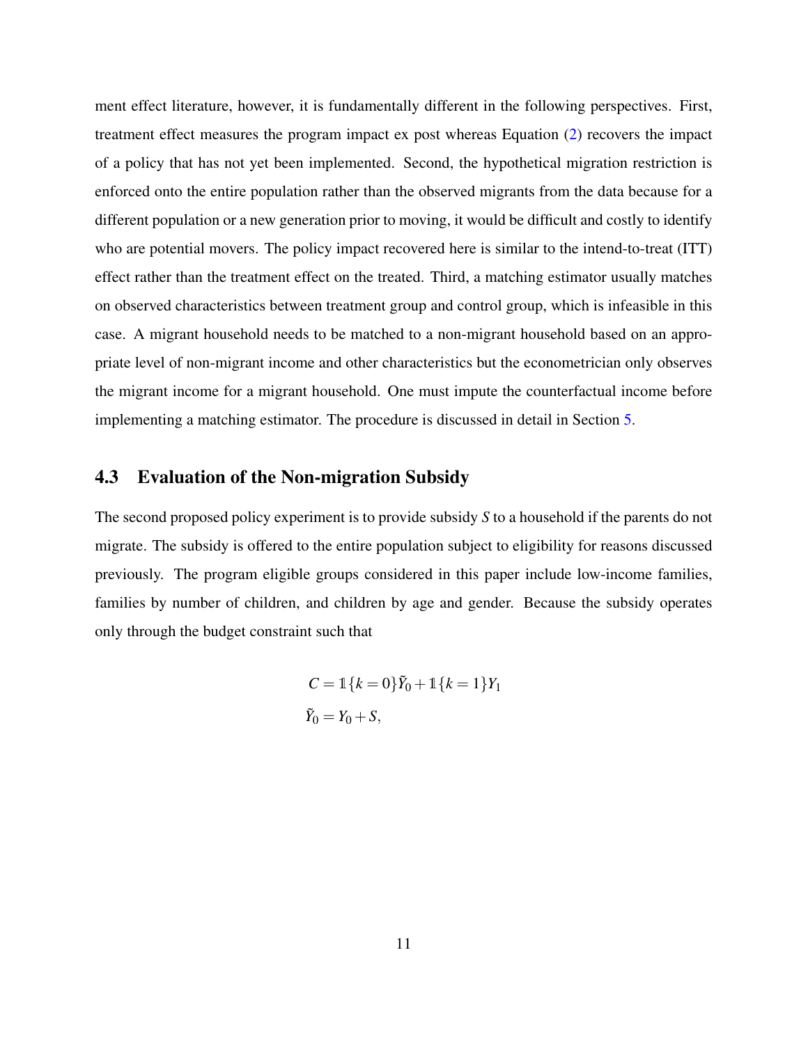ment effect literature, however, it is fundamentally different in the following perspectives. First, treatment effect measures the program impact ex post whereas Equation (2) recovers the impact of a policy that has not yet been implemented. Second, the hypothetical migration restriction is enforced onto the entire population rather than the observed migrants from the data because for a different population or a new generation prior to moving, it would be difficult and costly to identify who are potential movers. The policy impact recovered here is similar to the intend-to-treat (ITT) effect rather than the treatment effect on the treated. Third, a matching estimator usually matches on observed characteristics between treatment group and control group, which is infeasible in this case. A migrant household needs to be matched to a non-migrant household based on an appropriate level of non-migrant income and other characteristics but the econometrician only observes the migrant income for a migrant household. One must impute the counterfactual income before implementing a matching estimator. The procedure is discussed in detail in Section 5.

### 4.3 Evaluation of the Non-migration Subsidy

The second proposed policy experiment is to provide subsidy $S$ to a household if the parents do not migrate. The subsidy is offered to the entire population subject to eligibility for reasons discussed previously. The program eligible groups considered in this paper include low-income families, families by number of children, and children by age and gender. Because the subsidy operates only through the budget constraint such that

$$
\begin{aligned}
C &= \mathbb{1}\{k=0\}\tilde{Y}_0 + \mathbb{1}\{k=1\}Y_1 \\
\tilde{Y}_0 &= Y_0 + S,
\end{aligned}
$$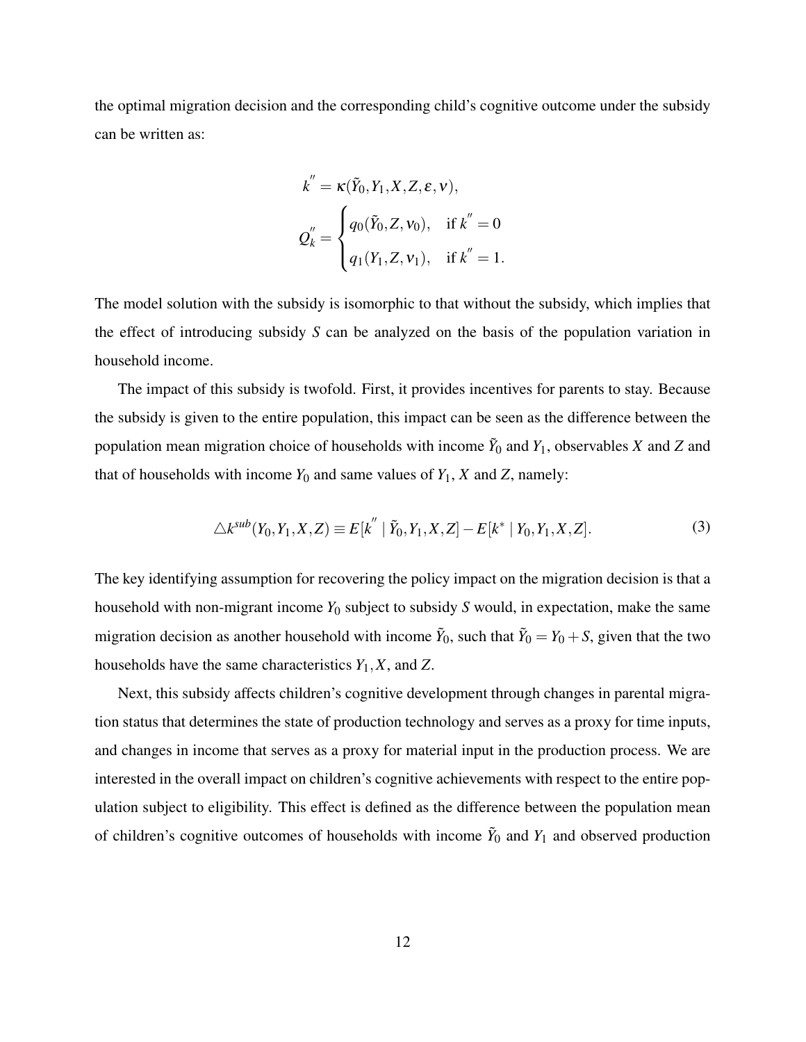the optimal migration decision and the corresponding child's cognitive outcome under the subsidy can be written as:

$$k^{''} = \kappa(\tilde{Y}_0, Y_1, X, Z, \varepsilon, \nu),$$

$$Q_k^{''} = \begin{cases} q_0(\tilde{Y}_0, Z, \nu_0), & \text{if } k^{''} = 0 \\ q_1(Y_1, Z, \nu_1), & \text{if } k^{''} = 1. \end{cases}$$

The model solution with the subsidy is isomorphic to that without the subsidy, which implies that the effect of introducing subsidy $S$ can be analyzed on the basis of the population variation in household income.

The impact of this subsidy is twofold. First, it provides incentives for parents to stay. Because the subsidy is given to the entire population, this impact can be seen as the difference between the population mean migration choice of households with income $\tilde{Y}_0$ and $Y_1$, observables $X$ and $Z$ and that of households with income $Y_0$ and same values of $Y_1$, $X$ and $Z$, namely:

$$\triangle k^{sub}(Y_0, Y_1, X, Z) \equiv E[k^{''} \mid \tilde{Y}_0, Y_1, X, Z] - E[k^* \mid Y_0, Y_1, X, Z]. \tag{3}$$

The key identifying assumption for recovering the policy impact on the migration decision is that a household with non-migrant income $Y_0$ subject to subsidy $S$ would, in expectation, make the same migration decision as another household with income $\tilde{Y}_0$, such that $\tilde{Y}_0 = Y_0 + S$, given that the two households have the same characteristics $Y_1, X$, and $Z$.

Next, this subsidy affects children's cognitive development through changes in parental migration status that determines the state of production technology and serves as a proxy for time inputs, and changes in income that serves as a proxy for material input in the production process. We are interested in the overall impact on children's cognitive achievements with respect to the entire population subject to eligibility. This effect is defined as the difference between the population mean of children's cognitive outcomes of households with income $\tilde{Y}_0$ and $Y_1$ and observed production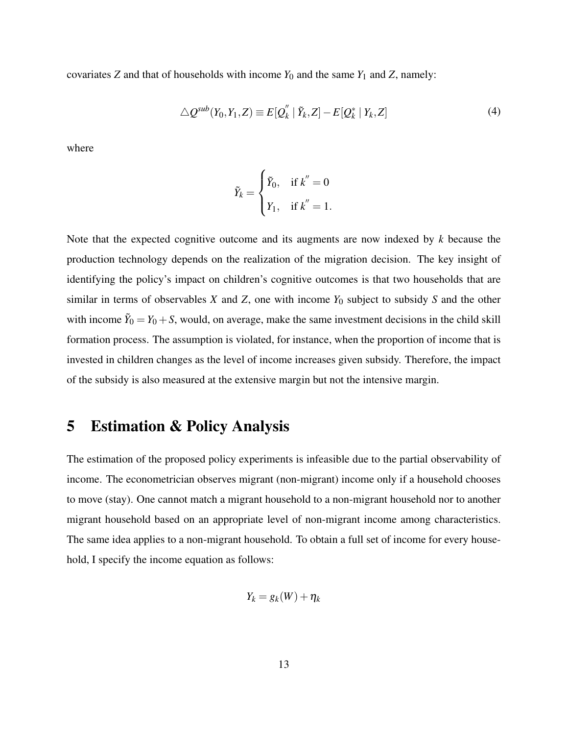covariates $Z$ and that of households with income $Y_0$ and the same $Y_1$ and $Z$, namely:

$$\triangle Q^{sub}(Y_0, Y_1, Z) \equiv E[Q_k^{''} \mid \tilde{Y}_k, Z] - E[Q_k^{*} \mid Y_k, Z] \tag{4}$$

where

$$\tilde{Y}_k = \begin{cases} \tilde{Y}_0, & \text{if } k^{''} = 0 \\ Y_1, & \text{if } k^{''} = 1. \end{cases}$$

Note that the expected cognitive outcome and its augments are now indexed by $k$ because the production technology depends on the realization of the migration decision. The key insight of identifying the policy's impact on children's cognitive outcomes is that two households that are similar in terms of observables $X$ and $Z$, one with income $Y_0$ subject to subsidy $S$ and the other with income $\tilde{Y}_0 = Y_0 + S$, would, on average, make the same investment decisions in the child skill formation process. The assumption is violated, for instance, when the proportion of income that is invested in children changes as the level of income increases given subsidy. Therefore, the impact of the subsidy is also measured at the extensive margin but not the intensive margin.

# 5 Estimation & Policy Analysis

The estimation of the proposed policy experiments is infeasible due to the partial observability of income. The econometrician observes migrant (non-migrant) income only if a household chooses to move (stay). One cannot match a migrant household to a non-migrant household nor to another migrant household based on an appropriate level of non-migrant income among characteristics. The same idea applies to a non-migrant household. To obtain a full set of income for every household, I specify the income equation as follows:

$$Y_k = g_k(W) + \eta_k$$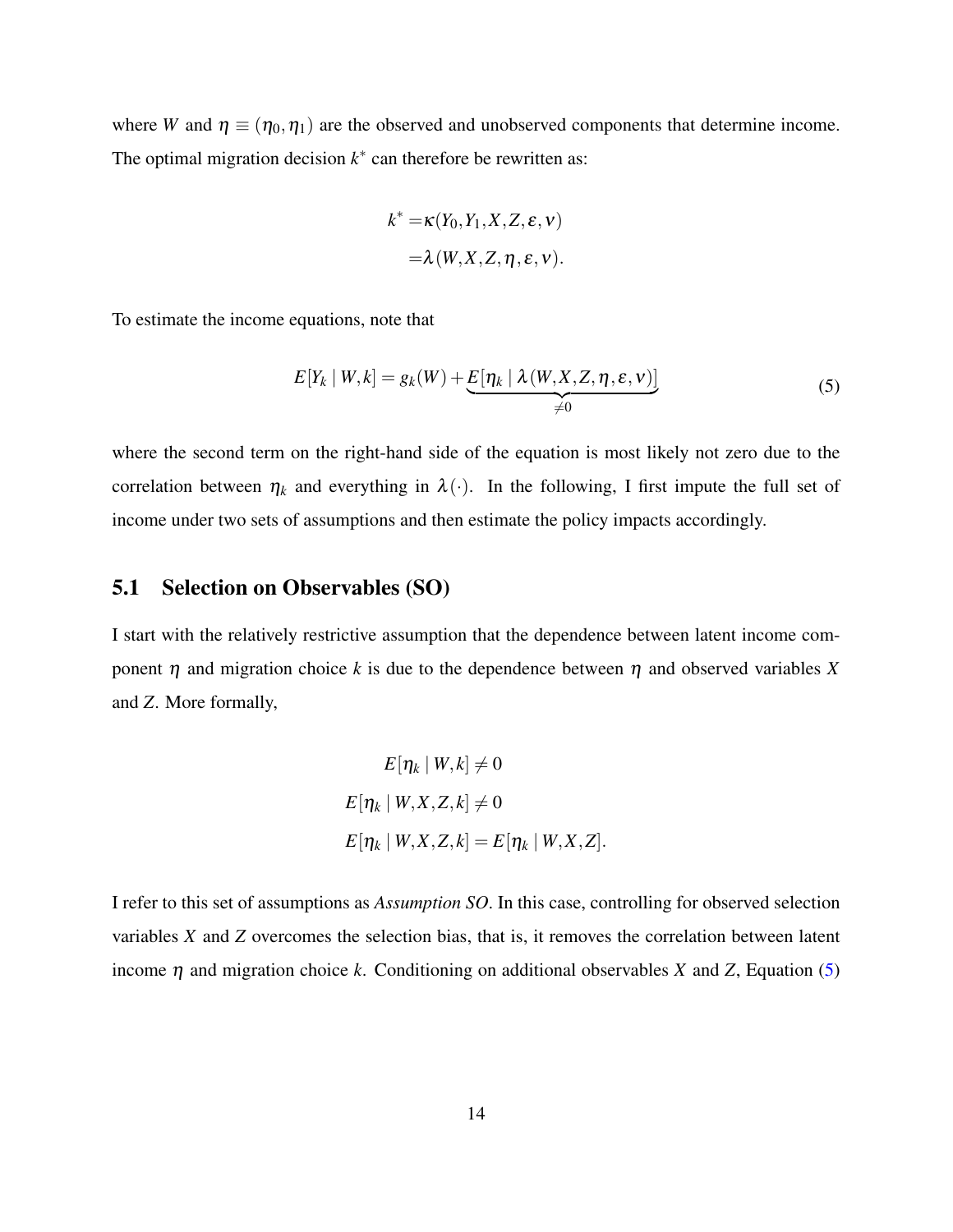where $W$ and $\eta \equiv (\eta_0, \eta_1)$ are the observed and unobserved components that determine income. The optimal migration decision $k^*$ can therefore be rewritten as:

$$
\begin{aligned}
k^* =& \kappa(Y_0, Y_1, X, Z, \varepsilon, \nu) \\
=& \lambda(W, X, Z, \eta, \varepsilon, \nu).
\end{aligned}
$$

To estimate the income equations, note that

$$
E[Y_k \mid W, k] = g_k(W) + \underbrace{E[\eta_k \mid \lambda(W, X, Z, \eta, \varepsilon, \nu)]}_{\neq 0} \tag{5}
$$

where the second term on the right-hand side of the equation is most likely not zero due to the correlation between $\eta_k$ and everything in $\lambda(\cdot)$. In the following, I first impute the full set of income under two sets of assumptions and then estimate the policy impacts accordingly.

## 5.1 Selection on Observables (SO)

I start with the relatively restrictive assumption that the dependence between latent income component $\eta$ and migration choice $k$ is due to the dependence between $\eta$ and observed variables $X$ and $Z$. More formally,

$$
\begin{aligned}
E[\eta_k \mid W, k] &\neq 0 \\
E[\eta_k \mid W, X, Z, k] &\neq 0 \\
E[\eta_k \mid W, X, Z, k] &= E[\eta_k \mid W, X, Z].
\end{aligned}
$$

I refer to this set of assumptions as *Assumption SO*. In this case, controlling for observed selection variables $X$ and $Z$ overcomes the selection bias, that is, it removes the correlation between latent income $\eta$ and migration choice $k$. Conditioning on additional observables $X$ and $Z$, Equation (5)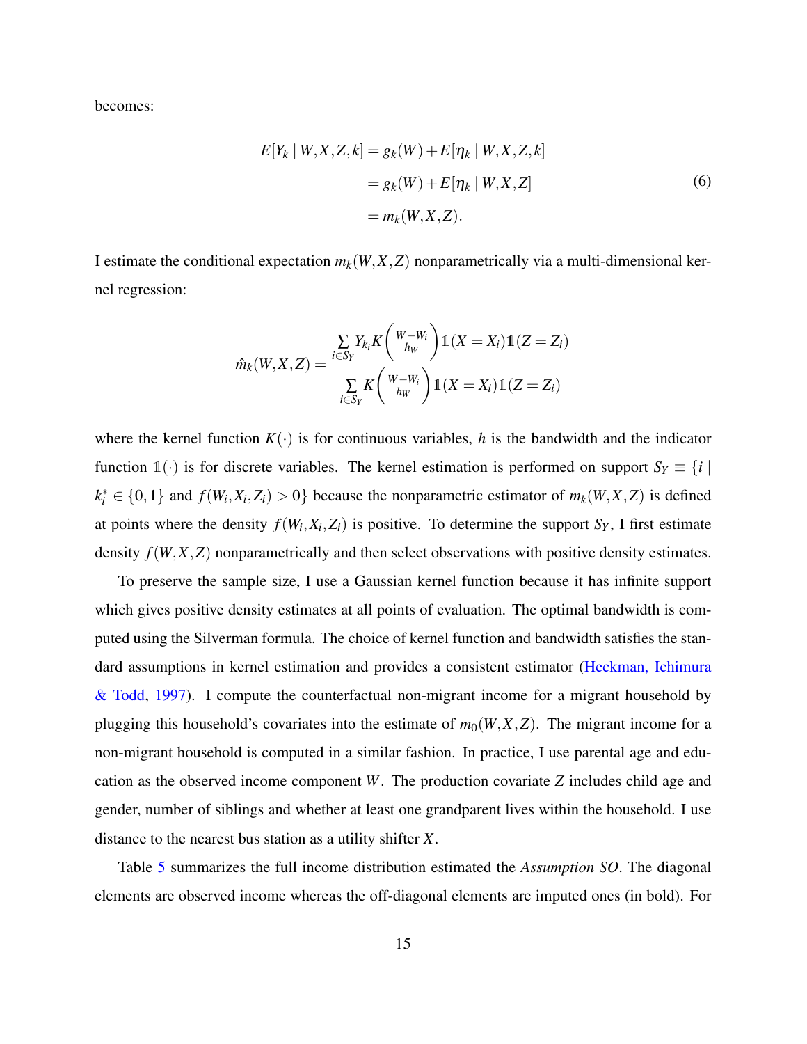becomes:

$$
\begin{aligned}
E[Y_k \mid W,X,Z,k] &= g_k(W) + E[\eta_k \mid W,X,Z,k] \\
&= g_k(W) + E[\eta_k \mid W,X,Z] \\
&= m_k(W,X,Z).
\end{aligned}
\tag{6}
$$

I estimate the conditional expectation $m_k(W,X,Z)$ nonparametrically via a multi-dimensional kernel regression:

$$
\hat{m}_k(W,X,Z) = \frac{\sum_{i \in S_Y} Y_{k_i} K\left(\frac{W-W_i}{h_W}\right) \mathbb{1}(X = X_i)\mathbb{1}(Z = Z_i)}{\sum_{i \in S_Y} K\left(\frac{W-W_i}{h_W}\right) \mathbb{1}(X = X_i)\mathbb{1}(Z = Z_i)}
$$

where the kernel function $K(\cdot)$ is for continuous variables, $h$ is the bandwidth and the indicator function $\mathbb{1}(\cdot)$ is for discrete variables. The kernel estimation is performed on support $S_Y \equiv \{i \mid k_i^* \in \{0,1\}$ and $f(W_i,X_i,Z_i) > 0\}$ because the nonparametric estimator of $m_k(W,X,Z)$ is defined at points where the density $f(W_i,X_i,Z_i)$ is positive. To determine the support $S_Y$, I first estimate density $f(W,X,Z)$ nonparametrically and then select observations with positive density estimates.

To preserve the sample size, I use a Gaussian kernel function because it has infinite support which gives positive density estimates at all points of evaluation. The optimal bandwidth is computed using the Silverman formula. The choice of kernel function and bandwidth satisfies the standard assumptions in kernel estimation and provides a consistent estimator (Heckman, Ichimura & Todd, 1997). I compute the counterfactual non-migrant income for a migrant household by plugging this household's covariates into the estimate of $m_0(W,X,Z)$. The migrant income for a non-migrant household is computed in a similar fashion. In practice, I use parental age and education as the observed income component $W$. The production covariate $Z$ includes child age and gender, number of siblings and whether at least one grandparent lives within the household. I use distance to the nearest bus station as a utility shifter $X$.

Table 5 summarizes the full income distribution estimated the *Assumption SO*. The diagonal elements are observed income whereas the off-diagonal elements are imputed ones (in bold). For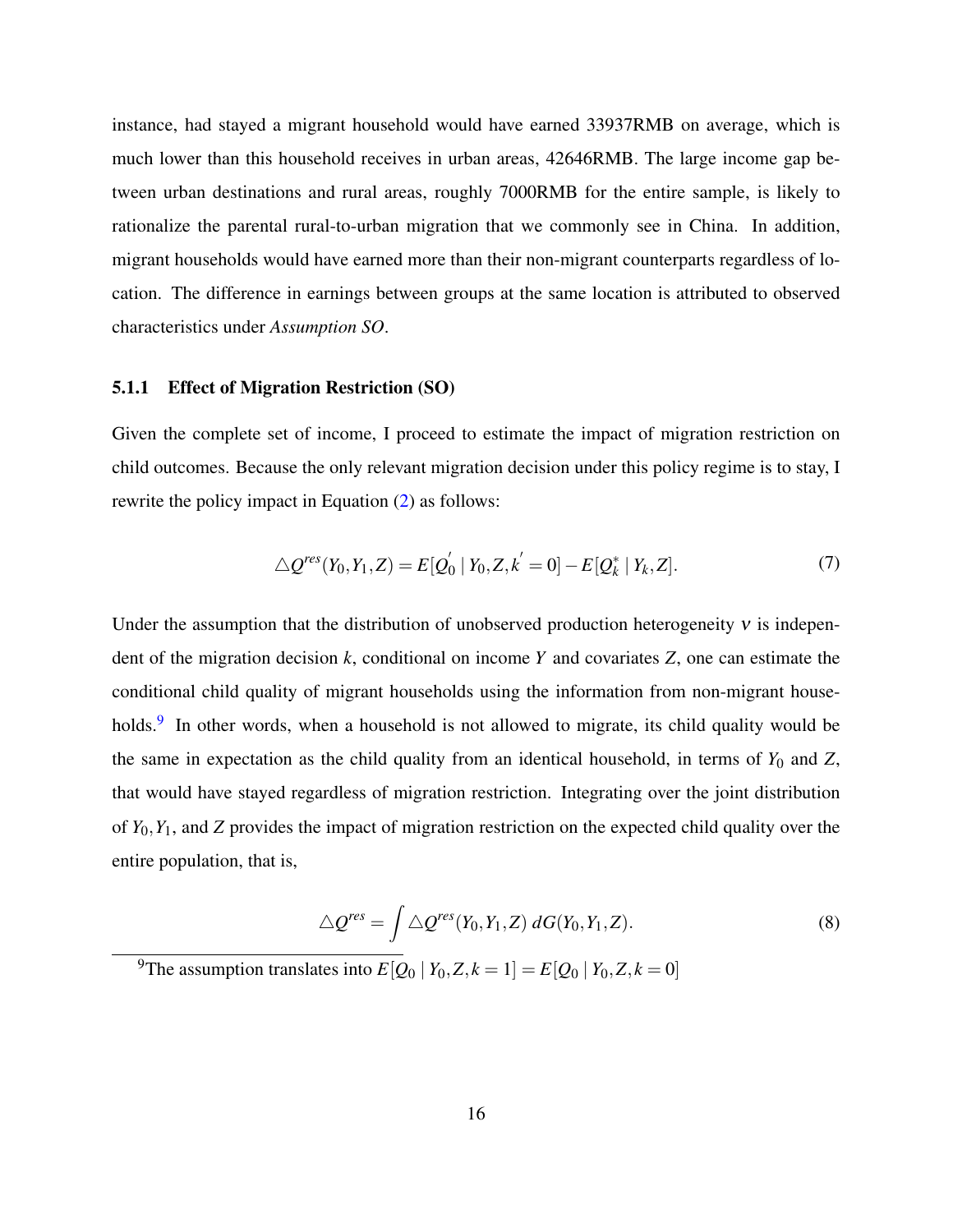instance, had stayed a migrant household would have earned 33937RMB on average, which is much lower than this household receives in urban areas, 42646RMB. The large income gap between urban destinations and rural areas, roughly 7000RMB for the entire sample, is likely to rationalize the parental rural-to-urban migration that we commonly see in China. In addition, migrant households would have earned more than their non-migrant counterparts regardless of location. The difference in earnings between groups at the same location is attributed to observed characteristics under *Assumption SO*.

#### 5.1.1 Effect of Migration Restriction (SO)

Given the complete set of income, I proceed to estimate the impact of migration restriction on child outcomes. Because the only relevant migration decision under this policy regime is to stay, I rewrite the policy impact in Equation (2) as follows:

$$\triangle Q^{res}(Y_0, Y_1, Z) = E[Q_0^{'} \mid Y_0, Z, k^{'} = 0] - E[Q_k^{*} \mid Y_k, Z]. \tag{7}$$

Under the assumption that the distribution of unobserved production heterogeneity $\nu$ is independent of the migration decision $k$, conditional on income $Y$ and covariates $Z$, one can estimate the conditional child quality of migrant households using the information from non-migrant households.[9] In other words, when a household is not allowed to migrate, its child quality would be the same in expectation as the child quality from an identical household, in terms of $Y_0$ and $Z$, that would have stayed regardless of migration restriction. Integrating over the joint distribution of $Y_0, Y_1$, and $Z$ provides the impact of migration restriction on the expected child quality over the entire population, that is,

$$\triangle Q^{res} = \int \triangle Q^{res}(Y_0, Y_1, Z)\, dG(Y_0, Y_1, Z). \tag{8}$$

[9] The assumption translates into $E[Q_0 \mid Y_0, Z, k = 1] = E[Q_0 \mid Y_0, Z, k = 0]$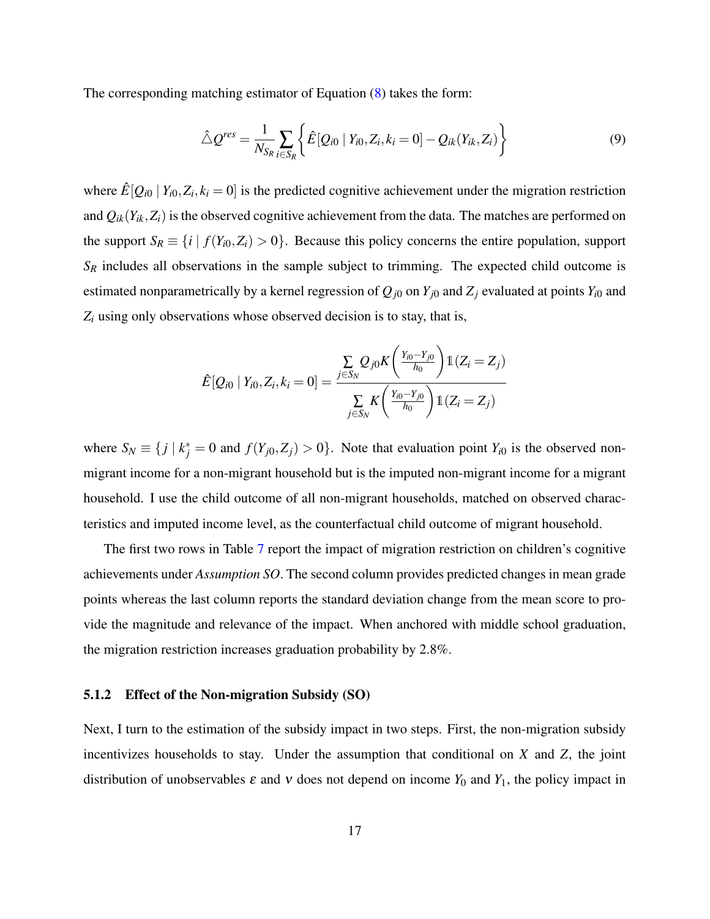The corresponding matching estimator of Equation (8) takes the form:

$$\hat{\triangle}Q^{res} = \frac{1}{N_{S_R}} \sum_{i \in S_R} \left\{ \hat{E}[Q_{i0} \mid Y_{i0}, Z_i, k_i = 0] - Q_{ik}(Y_{ik}, Z_i) \right\} \tag{9}$$

where $\hat{E}[Q_{i0} \mid Y_{i0}, Z_i, k_i = 0]$ is the predicted cognitive achievement under the migration restriction and $Q_{ik}(Y_{ik}, Z_i)$ is the observed cognitive achievement from the data. The matches are performed on the support $S_R \equiv \{i \mid f(Y_{i0}, Z_i) > 0\}$. Because this policy concerns the entire population, support $S_R$ includes all observations in the sample subject to trimming. The expected child outcome is estimated nonparametrically by a kernel regression of $Q_{j0}$ on $Y_{j0}$ and $Z_j$ evaluated at points $Y_{i0}$ and $Z_i$ using only observations whose observed decision is to stay, that is,

$$\hat{E}[Q_{i0} \mid Y_{i0}, Z_i, k_i = 0] = \frac{\sum_{j \in S_N} Q_{j0} K\left(\frac{Y_{i0} - Y_{j0}}{h_0}\right) \mathbb{1}(Z_i = Z_j)}{\sum_{j \in S_N} K\left(\frac{Y_{i0} - Y_{j0}}{h_0}\right) \mathbb{1}(Z_i = Z_j)}$$

where $S_N \equiv \{j \mid k_j^* = 0 \text{ and } f(Y_{j0}, Z_j) > 0\}$. Note that evaluation point $Y_{i0}$ is the observed non-migrant income for a non-migrant household but is the imputed non-migrant income for a migrant household. I use the child outcome of all non-migrant households, matched on observed characteristics and imputed income level, as the counterfactual child outcome of migrant household.

The first two rows in Table 7 report the impact of migration restriction on children's cognitive achievements under *Assumption SO*. The second column provides predicted changes in mean grade points whereas the last column reports the standard deviation change from the mean score to provide the magnitude and relevance of the impact. When anchored with middle school graduation, the migration restriction increases graduation probability by 2.8%.

### 5.1.2 Effect of the Non-migration Subsidy (SO)

Next, I turn to the estimation of the subsidy impact in two steps. First, the non-migration subsidy incentivizes households to stay. Under the assumption that conditional on $X$ and $Z$, the joint distribution of unobservables $\varepsilon$ and $\nu$ does not depend on income $Y_0$ and $Y_1$, the policy impact in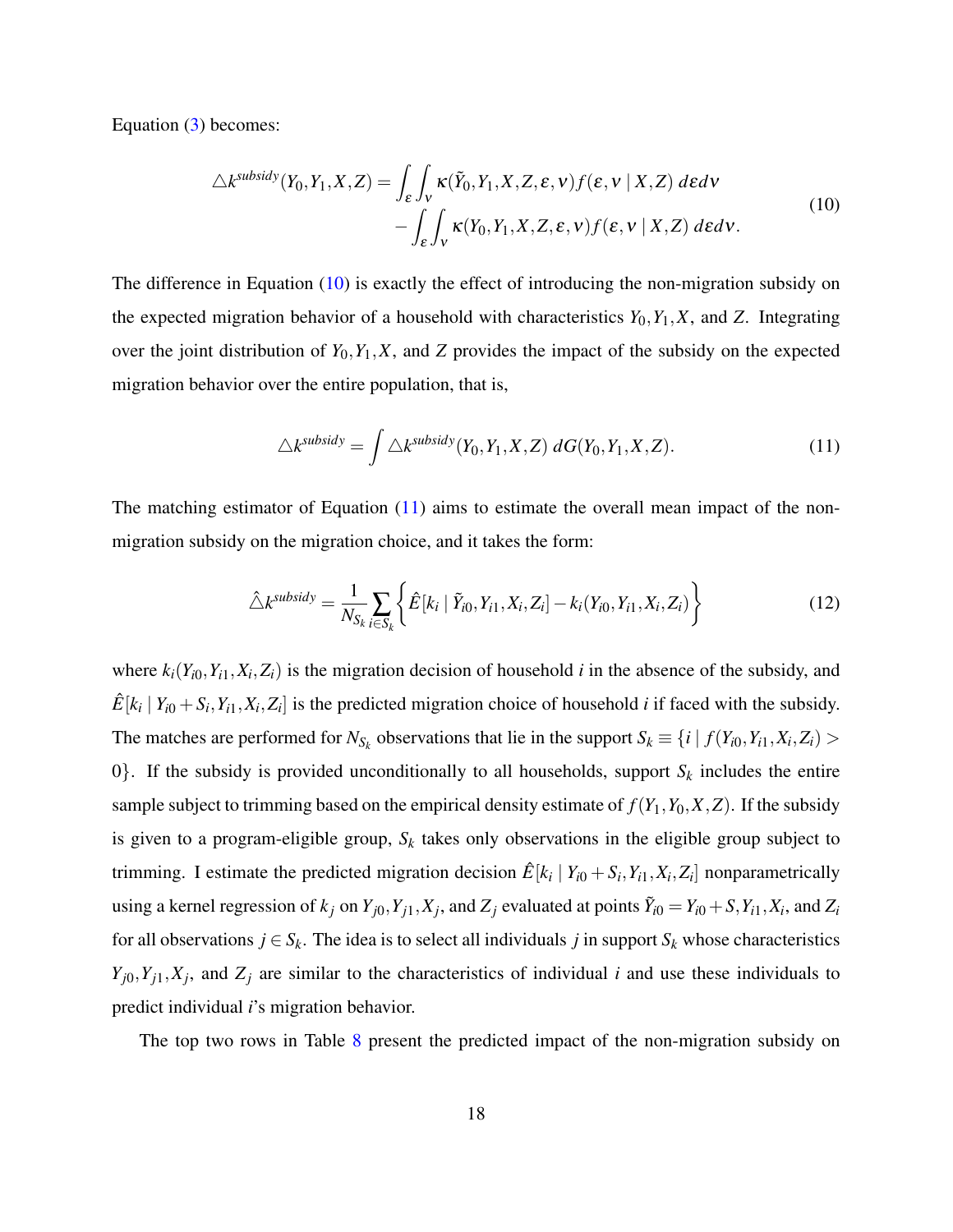Equation (3) becomes:

$$
\begin{aligned}
\triangle k^{subsidy}(Y_0, Y_1, X, Z) = & \int_\varepsilon \int_\nu \kappa(\tilde{Y}_0, Y_1, X, Z, \varepsilon, \nu) f(\varepsilon, \nu \mid X, Z) \, d\varepsilon d\nu \\
& - \int_\varepsilon \int_\nu \kappa(Y_0, Y_1, X, Z, \varepsilon, \nu) f(\varepsilon, \nu \mid X, Z) \, d\varepsilon d\nu.
\end{aligned}
\tag{10}
$$

The difference in Equation (10) is exactly the effect of introducing the non-migration subsidy on the expected migration behavior of a household with characteristics $Y_0, Y_1, X$, and $Z$. Integrating over the joint distribution of $Y_0, Y_1, X$, and $Z$ provides the impact of the subsidy on the expected migration behavior over the entire population, that is,

$$
\triangle k^{subsidy} = \int \triangle k^{subsidy}(Y_0, Y_1, X, Z) \, dG(Y_0, Y_1, X, Z). \tag{11}
$$

The matching estimator of Equation (11) aims to estimate the overall mean impact of the non-migration subsidy on the migration choice, and it takes the form:

$$
\hat{\triangle} k^{subsidy} = \frac{1}{N_{S_k}} \sum_{i \in S_k} \left\{ \hat{E}[k_i \mid \tilde{Y}_{i0}, Y_{i1}, X_i, Z_i] - k_i(Y_{i0}, Y_{i1}, X_i, Z_i) \right\} \tag{12}
$$

where $k_i(Y_{i0}, Y_{i1}, X_i, Z_i)$ is the migration decision of household $i$ in the absence of the subsidy, and $\hat{E}[k_i \mid Y_{i0} + S_i, Y_{i1}, X_i, Z_i]$ is the predicted migration choice of household $i$ if faced with the subsidy. The matches are performed for $N_{S_k}$ observations that lie in the support $S_k \equiv \{i \mid f(Y_{i0}, Y_{i1}, X_i, Z_i) > 0\}$. If the subsidy is provided unconditionally to all households, support $S_k$ includes the entire sample subject to trimming based on the empirical density estimate of $f(Y_1, Y_0, X, Z)$. If the subsidy is given to a program-eligible group, $S_k$ takes only observations in the eligible group subject to trimming. I estimate the predicted migration decision $\hat{E}[k_i \mid Y_{i0} + S_i, Y_{i1}, X_i, Z_i]$ nonparametrically using a kernel regression of $k_j$ on $Y_{j0}, Y_{j1}, X_j$, and $Z_j$ evaluated at points $\tilde{Y}_{i0} = Y_{i0} + S, Y_{i1}, X_i$, and $Z_i$ for all observations $j \in S_k$. The idea is to select all individuals $j$ in support $S_k$ whose characteristics $Y_{j0}, Y_{j1}, X_j$, and $Z_j$ are similar to the characteristics of individual $i$ and use these individuals to predict individual $i$'s migration behavior.

The top two rows in Table 8 present the predicted impact of the non-migration subsidy on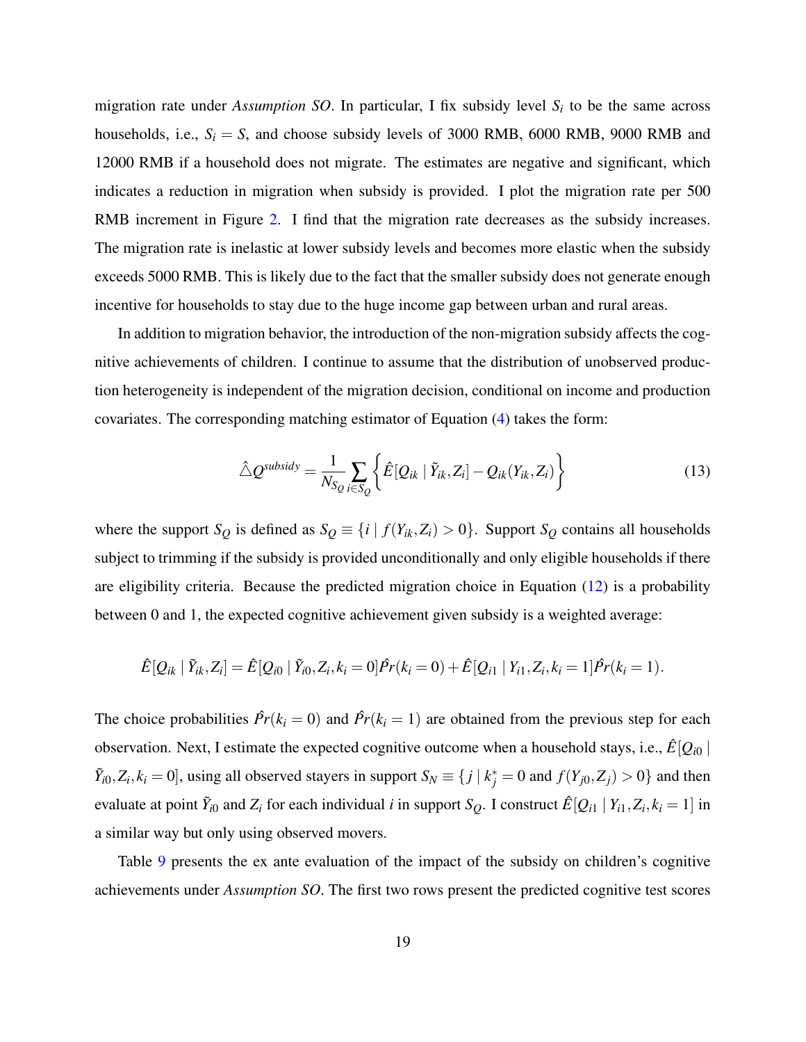migration rate under *Assumption SO*. In particular, I fix subsidy level $S_i$ to be the same across households, i.e., $S_i = S$, and choose subsidy levels of 3000 RMB, 6000 RMB, 9000 RMB and 12000 RMB if a household does not migrate. The estimates are negative and significant, which indicates a reduction in migration when subsidy is provided. I plot the migration rate per 500 RMB increment in Figure 2. I find that the migration rate decreases as the subsidy increases. The migration rate is inelastic at lower subsidy levels and becomes more elastic when the subsidy exceeds 5000 RMB. This is likely due to the fact that the smaller subsidy does not generate enough incentive for households to stay due to the huge income gap between urban and rural areas.

In addition to migration behavior, the introduction of the non-migration subsidy affects the cognitive achievements of children. I continue to assume that the distribution of unobserved production heterogeneity is independent of the migration decision, conditional on income and production covariates. The corresponding matching estimator of Equation (4) takes the form:

$$\hat{\triangle} Q^{subsidy} = \frac{1}{N_{S_Q}} \sum_{i \in S_Q} \left\{ \hat{E}[Q_{ik} \mid \tilde{Y}_{ik}, Z_i] - Q_{ik}(Y_{ik}, Z_i) \right\} \tag{13}$$

where the support $S_Q$ is defined as $S_Q \equiv \{i \mid f(Y_{ik}, Z_i) > 0\}$. Support $S_Q$ contains all households subject to trimming if the subsidy is provided unconditionally and only eligible households if there are eligibility criteria. Because the predicted migration choice in Equation (12) is a probability between 0 and 1, the expected cognitive achievement given subsidy is a weighted average:

$$\hat{E}[Q_{ik} \mid \tilde{Y}_{ik}, Z_i] = \hat{E}[Q_{i0} \mid \tilde{Y}_{i0}, Z_i, k_i = 0]\hat{Pr}(k_i = 0) + \hat{E}[Q_{i1} \mid Y_{i1}, Z_i, k_i = 1]\hat{Pr}(k_i = 1).$$

The choice probabilities $\hat{Pr}(k_i = 0)$ and $\hat{Pr}(k_i = 1)$ are obtained from the previous step for each observation. Next, I estimate the expected cognitive outcome when a household stays, i.e., $\hat{E}[Q_{i0} \mid \tilde{Y}_{i0}, Z_i, k_i = 0]$, using all observed stayers in support $S_N \equiv \{j \mid k_j^* = 0 \text{ and } f(Y_{j0}, Z_j) > 0\}$ and then evaluate at point $\tilde{Y}_{i0}$ and $Z_i$ for each individual $i$ in support $S_Q$. I construct $\hat{E}[Q_{i1} \mid Y_{i1}, Z_i, k_i = 1]$ in a similar way but only using observed movers.

Table 9 presents the ex ante evaluation of the impact of the subsidy on children's cognitive achievements under *Assumption SO*. The first two rows present the predicted cognitive test scores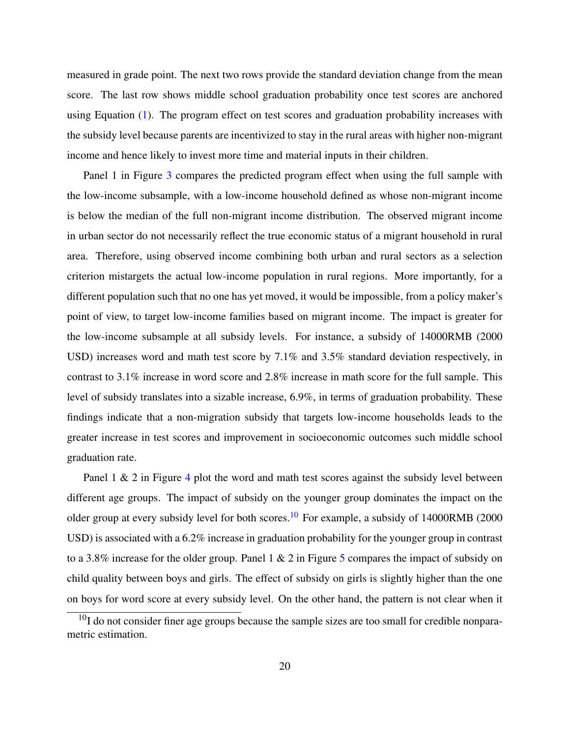measured in grade point. The next two rows provide the standard deviation change from the mean score. The last row shows middle school graduation probability once test scores are anchored using Equation (1). The program effect on test scores and graduation probability increases with the subsidy level because parents are incentivized to stay in the rural areas with higher non-migrant income and hence likely to invest more time and material inputs in their children.

Panel 1 in Figure 3 compares the predicted program effect when using the full sample with the low-income subsample, with a low-income household defined as whose non-migrant income is below the median of the full non-migrant income distribution. The observed migrant income in urban sector do not necessarily reflect the true economic status of a migrant household in rural area. Therefore, using observed income combining both urban and rural sectors as a selection criterion mistargets the actual low-income population in rural regions. More importantly, for a different population such that no one has yet moved, it would be impossible, from a policy maker's point of view, to target low-income families based on migrant income. The impact is greater for the low-income subsample at all subsidy levels. For instance, a subsidy of 14000RMB (2000 USD) increases word and math test score by 7.1% and 3.5% standard deviation respectively, in contrast to 3.1% increase in word score and 2.8% increase in math score for the full sample. This level of subsidy translates into a sizable increase, 6.9%, in terms of graduation probability. These findings indicate that a non-migration subsidy that targets low-income households leads to the greater increase in test scores and improvement in socioeconomic outcomes such middle school graduation rate.

Panel 1 & 2 in Figure 4 plot the word and math test scores against the subsidy level between different age groups. The impact of subsidy on the younger group dominates the impact on the older group at every subsidy level for both scores.[10] For example, a subsidy of 14000RMB (2000 USD) is associated with a 6.2% increase in graduation probability for the younger group in contrast to a 3.8% increase for the older group. Panel 1 & 2 in Figure 5 compares the impact of subsidy on child quality between boys and girls. The effect of subsidy on girls is slightly higher than the one on boys for word score at every subsidy level. On the other hand, the pattern is not clear when it

[10] I do not consider finer age groups because the sample sizes are too small for credible nonparametric estimation.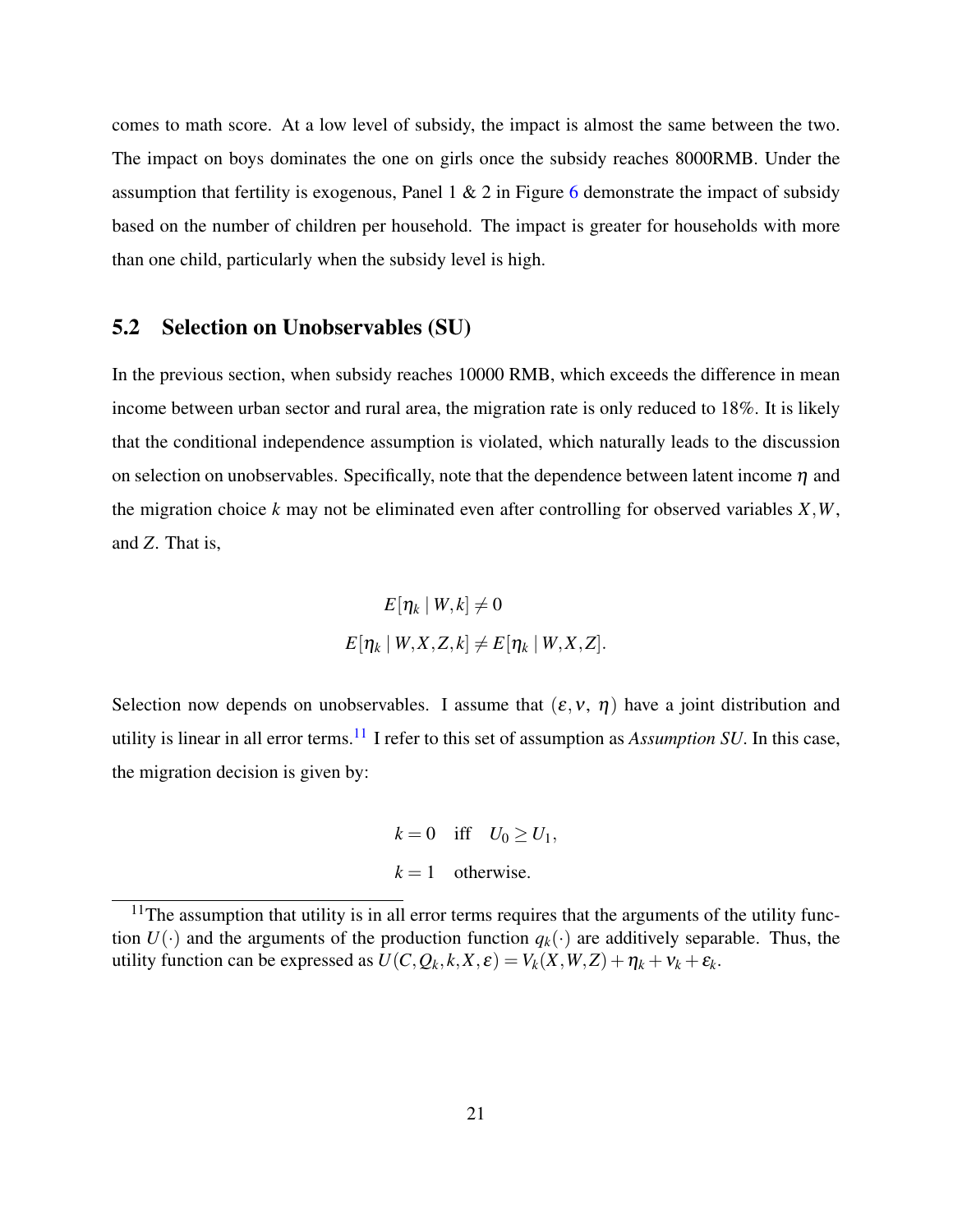comes to math score. At a low level of subsidy, the impact is almost the same between the two. The impact on boys dominates the one on girls once the subsidy reaches 8000RMB. Under the assumption that fertility is exogenous, Panel 1 & 2 in Figure 6 demonstrate the impact of subsidy based on the number of children per household. The impact is greater for households with more than one child, particularly when the subsidy level is high.

## 5.2 Selection on Unobservables (SU)

In the previous section, when subsidy reaches 10000 RMB, which exceeds the difference in mean income between urban sector and rural area, the migration rate is only reduced to 18%. It is likely that the conditional independence assumption is violated, which naturally leads to the discussion on selection on unobservables. Specifically, note that the dependence between latent income $\eta$ and the migration choice $k$ may not be eliminated even after controlling for observed variables $X, W$, and $Z$. That is,

$$
\begin{aligned}
E[\eta_k \mid W, k] &\neq 0 \\
E[\eta_k \mid W, X, Z, k] &\neq E[\eta_k \mid W, X, Z].
\end{aligned}
$$

Selection now depends on unobservables. I assume that $(\varepsilon, \nu, \eta)$ have a joint distribution and utility is linear in all error terms.[11] I refer to this set of assumption as *Assumption SU*. In this case, the migration decision is given by:

$$
\begin{aligned}
k = 0 \quad & \text{iff} \quad U_0 \geq U_1, \\
k = 1 \quad & \text{otherwise.}
\end{aligned}
$$

[11] The assumption that utility is in all error terms requires that the arguments of the utility function $U(\cdot)$ and the arguments of the production function $q_k(\cdot)$ are additively separable. Thus, the utility function can be expressed as $U(C, Q_k, k, X, \varepsilon) = V_k(X, W, Z) + \eta_k + \nu_k + \varepsilon_k$.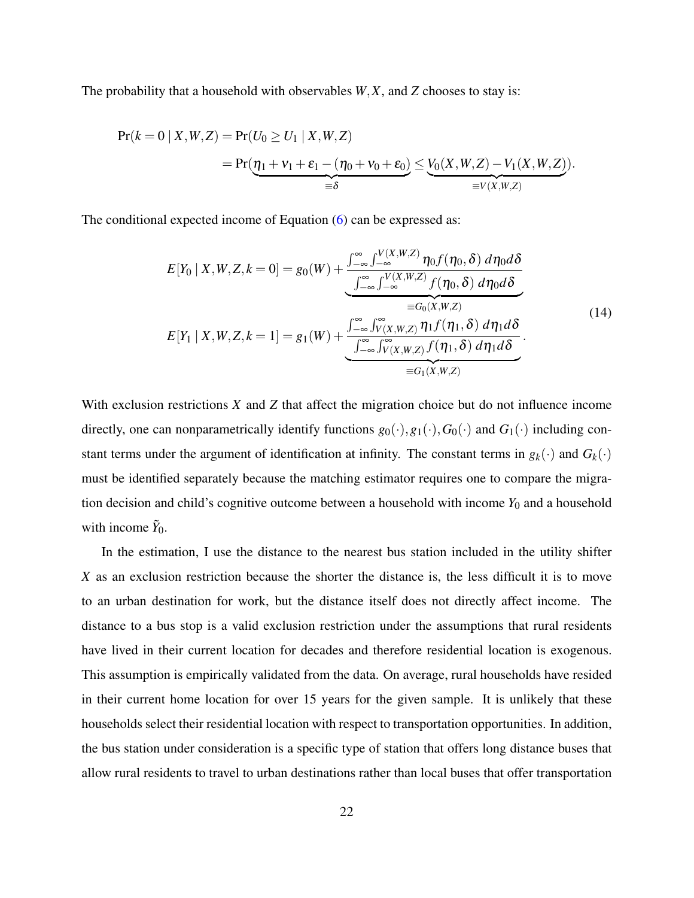The probability that a household with observables $W, X$, and $Z$ chooses to stay is:

$$
\begin{aligned}
\Pr(k=0 \mid X,W,Z) &= \Pr(U_0 \geq U_1 \mid X,W,Z) \\
&= \Pr(\underbrace{\eta_1 + \nu_1 + \varepsilon_1 - (\eta_0 + \nu_0 + \varepsilon_0)}_{\equiv \delta} \leq \underbrace{V_0(X,W,Z) - V_1(X,W,Z)}_{\equiv V(X,W,Z)}).
\end{aligned}
$$

The conditional expected income of Equation (6) can be expressed as:

$$
\begin{aligned}
E[Y_0 \mid X,W,Z,k=0] &= g_0(W) + \underbrace{\frac{\int_{-\infty}^{\infty}\int_{-\infty}^{V(X,W,Z)} \eta_0 f(\eta_0,\delta)\, d\eta_0 d\delta}{\int_{-\infty}^{\infty}\int_{-\infty}^{V(X,W,Z)} f(\eta_0,\delta)\, d\eta_0 d\delta}}_{\equiv G_0(X,W,Z)} \\
E[Y_1 \mid X,W,Z,k=1] &= g_1(W) + \underbrace{\frac{\int_{-\infty}^{\infty}\int_{V(X,W,Z)}^{\infty} \eta_1 f(\eta_1,\delta)\, d\eta_1 d\delta}{\int_{-\infty}^{\infty}\int_{V(X,W,Z)}^{\infty} f(\eta_1,\delta)\, d\eta_1 d\delta}}_{\equiv G_1(X,W,Z)}.
\end{aligned}
\tag{14}
$$

With exclusion restrictions $X$ and $Z$ that affect the migration choice but do not influence income directly, one can nonparametrically identify functions $g_0(\cdot), g_1(\cdot), G_0(\cdot)$ and $G_1(\cdot)$ including constant terms under the argument of identification at infinity. The constant terms in $g_k(\cdot)$ and $G_k(\cdot)$ must be identified separately because the matching estimator requires one to compare the migration decision and child's cognitive outcome between a household with income $Y_0$ and a household with income $\tilde{Y}_0$.

In the estimation, I use the distance to the nearest bus station included in the utility shifter $X$ as an exclusion restriction because the shorter the distance is, the less difficult it is to move to an urban destination for work, but the distance itself does not directly affect income. The distance to a bus stop is a valid exclusion restriction under the assumptions that rural residents have lived in their current location for decades and therefore residential location is exogenous. This assumption is empirically validated from the data. On average, rural households have resided in their current home location for over 15 years for the given sample. It is unlikely that these households select their residential location with respect to transportation opportunities. In addition, the bus station under consideration is a specific type of station that offers long distance buses that allow rural residents to travel to urban destinations rather than local buses that offer transportation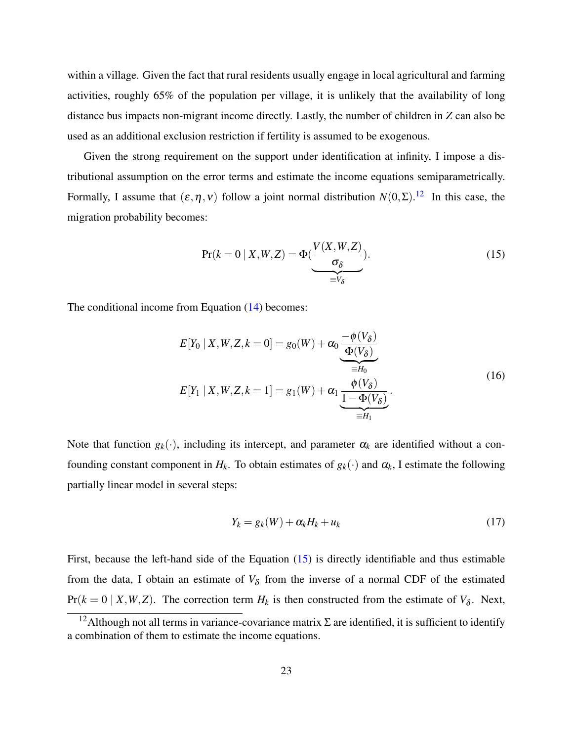within a village. Given the fact that rural residents usually engage in local agricultural and farming activities, roughly 65% of the population per village, it is unlikely that the availability of long distance bus impacts non-migrant income directly. Lastly, the number of children in $Z$ can also be used as an additional exclusion restriction if fertility is assumed to be exogenous.

Given the strong requirement on the support under identification at infinity, I impose a distributional assumption on the error terms and estimate the income equations semiparametrically. Formally, I assume that $(\varepsilon, \eta, \nu)$ follow a joint normal distribution $N(0, \Sigma)$.[12] In this case, the migration probability becomes:

$$\Pr(k = 0 \mid X, W, Z) = \Phi(\underbrace{\frac{V(X, W, Z)}{\sigma_\delta}}_{\equiv V_\delta}). \tag{15}$$

The conditional income from Equation (14) becomes:

$$\begin{aligned} E[Y_0 \mid X, W, Z, k = 0] &= g_0(W) + \alpha_0 \underbrace{\frac{-\phi(V_\delta)}{\Phi(V_\delta)}}_{\equiv H_0} \\ E[Y_1 \mid X, W, Z, k = 1] &= g_1(W) + \alpha_1 \underbrace{\frac{\phi(V_\delta)}{1 - \Phi(V_\delta)}}_{\equiv H_1}. \end{aligned} \tag{16}$$

Note that function $g_k(\cdot)$, including its intercept, and parameter $\alpha_k$ are identified without a confounding constant component in $H_k$. To obtain estimates of $g_k(\cdot)$ and $\alpha_k$, I estimate the following partially linear model in several steps:

$$Y_k = g_k(W) + \alpha_k H_k + u_k \tag{17}$$

First, because the left-hand side of the Equation (15) is directly identifiable and thus estimable from the data, I obtain an estimate of $V_\delta$ from the inverse of a normal CDF of the estimated $\Pr(k = 0 \mid X, W, Z)$. The correction term $H_k$ is then constructed from the estimate of $V_\delta$. Next,

[12] Although not all terms in variance-covariance matrix $\Sigma$ are identified, it is sufficient to identify a combination of them to estimate the income equations.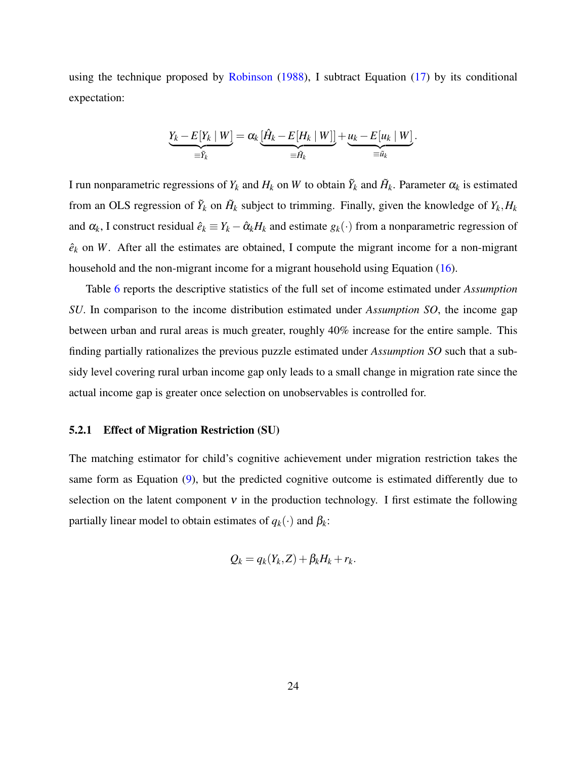using the technique proposed by Robinson (1988), I subtract Equation (17) by its conditional expectation:

$$\underbrace{Y_k - E[Y_k \mid W]}_{\equiv \tilde{Y}_k} = \alpha_k \underbrace{[\hat{H}_k - E[H_k \mid W]]}_{\equiv \tilde{H}_k} + \underbrace{u_k - E[u_k \mid W]}_{\equiv \tilde{u}_k}.$$

I run nonparametric regressions of $Y_k$ and $H_k$ on $W$ to obtain $\tilde{Y}_k$ and $\tilde{H}_k$. Parameter $\alpha_k$ is estimated from an OLS regression of $\tilde{Y}_k$ on $\tilde{H}_k$ subject to trimming. Finally, given the knowledge of $Y_k, H_k$ and $\alpha_k$, I construct residual $\hat{e}_k \equiv Y_k - \hat{\alpha}_k H_k$ and estimate $g_k(\cdot)$ from a nonparametric regression of $\hat{e}_k$ on $W$. After all the estimates are obtained, I compute the migrant income for a non-migrant household and the non-migrant income for a migrant household using Equation (16).

Table 6 reports the descriptive statistics of the full set of income estimated under *Assumption SU*. In comparison to the income distribution estimated under *Assumption SO*, the income gap between urban and rural areas is much greater, roughly 40% increase for the entire sample. This finding partially rationalizes the previous puzzle estimated under *Assumption SO* such that a subsidy level covering rural urban income gap only leads to a small change in migration rate since the actual income gap is greater once selection on unobservables is controlled for.

### 5.2.1 Effect of Migration Restriction (SU)

The matching estimator for child's cognitive achievement under migration restriction takes the same form as Equation (9), but the predicted cognitive outcome is estimated differently due to selection on the latent component $v$ in the production technology. I first estimate the following partially linear model to obtain estimates of $q_k(\cdot)$ and $\beta_k$:

$$Q_k = q_k(Y_k, Z) + \beta_k H_k + r_k.$$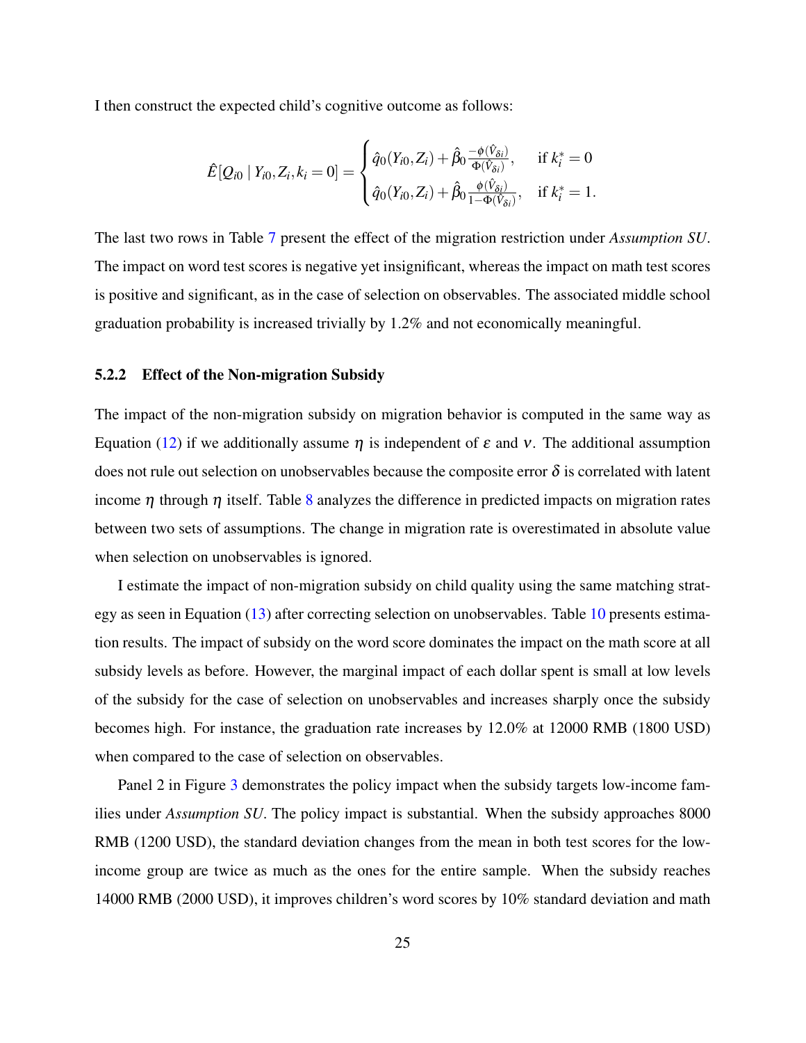I then construct the expected child's cognitive outcome as follows:

$$\hat{E}[Q_{i0} \mid Y_{i0}, Z_i, k_i = 0] = \begin{cases} \hat{q}_0(Y_{i0}, Z_i) + \hat{\beta}_0 \frac{-\phi(\hat{V}_{\delta i})}{\Phi(\hat{V}_{\delta i})}, & \text{if } k_i^* = 0 \\ \hat{q}_0(Y_{i0}, Z_i) + \hat{\beta}_0 \frac{\phi(\hat{V}_{\delta i})}{1-\Phi(\hat{V}_{\delta i})}, & \text{if } k_i^* = 1. \end{cases}$$

The last two rows in Table 7 present the effect of the migration restriction under *Assumption SU*. The impact on word test scores is negative yet insignificant, whereas the impact on math test scores is positive and significant, as in the case of selection on observables. The associated middle school graduation probability is increased trivially by 1.2% and not economically meaningful.

### 5.2.2 Effect of the Non-migration Subsidy

The impact of the non-migration subsidy on migration behavior is computed in the same way as Equation (12) if we additionally assume $\eta$ is independent of $\varepsilon$ and $\nu$. The additional assumption does not rule out selection on unobservables because the composite error $\delta$ is correlated with latent income $\eta$ through $\eta$ itself. Table 8 analyzes the difference in predicted impacts on migration rates between two sets of assumptions. The change in migration rate is overestimated in absolute value when selection on unobservables is ignored.

I estimate the impact of non-migration subsidy on child quality using the same matching strategy as seen in Equation (13) after correcting selection on unobservables. Table 10 presents estimation results. The impact of subsidy on the word score dominates the impact on the math score at all subsidy levels as before. However, the marginal impact of each dollar spent is small at low levels of the subsidy for the case of selection on unobservables and increases sharply once the subsidy becomes high. For instance, the graduation rate increases by 12.0% at 12000 RMB (1800 USD) when compared to the case of selection on observables.

Panel 2 in Figure 3 demonstrates the policy impact when the subsidy targets low-income families under *Assumption SU*. The policy impact is substantial. When the subsidy approaches 8000 RMB (1200 USD), the standard deviation changes from the mean in both test scores for the low-income group are twice as much as the ones for the entire sample. When the subsidy reaches 14000 RMB (2000 USD), it improves children's word scores by 10% standard deviation and math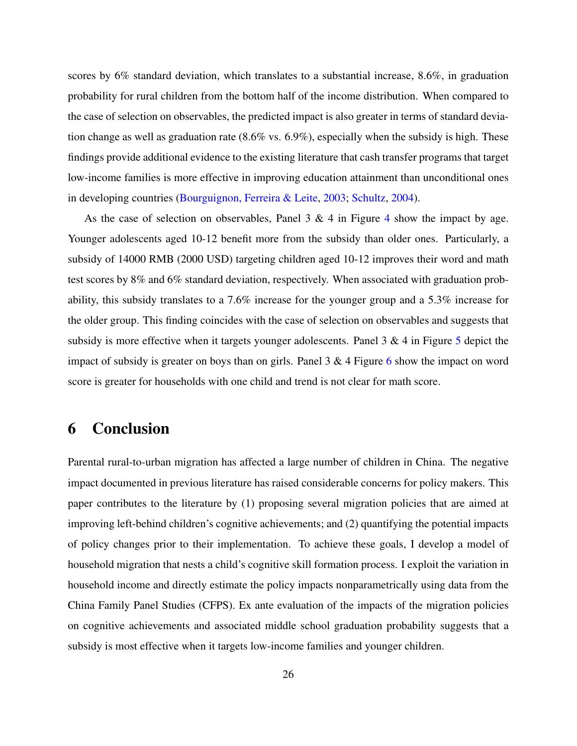scores by 6% standard deviation, which translates to a substantial increase, 8.6%, in graduation probability for rural children from the bottom half of the income distribution. When compared to the case of selection on observables, the predicted impact is also greater in terms of standard deviation change as well as graduation rate (8.6% vs. 6.9%), especially when the subsidy is high. These findings provide additional evidence to the existing literature that cash transfer programs that target low-income families is more effective in improving education attainment than unconditional ones in developing countries (Bourguignon, Ferreira & Leite, 2003; Schultz, 2004).

As the case of selection on observables, Panel 3 & 4 in Figure 4 show the impact by age. Younger adolescents aged 10-12 benefit more from the subsidy than older ones. Particularly, a subsidy of 14000 RMB (2000 USD) targeting children aged 10-12 improves their word and math test scores by 8% and 6% standard deviation, respectively. When associated with graduation probability, this subsidy translates to a 7.6% increase for the younger group and a 5.3% increase for the older group. This finding coincides with the case of selection on observables and suggests that subsidy is more effective when it targets younger adolescents. Panel 3 & 4 in Figure 5 depict the impact of subsidy is greater on boys than on girls. Panel 3 & 4 Figure 6 show the impact on word score is greater for households with one child and trend is not clear for math score.

# 6 Conclusion

Parental rural-to-urban migration has affected a large number of children in China. The negative impact documented in previous literature has raised considerable concerns for policy makers. This paper contributes to the literature by (1) proposing several migration policies that are aimed at improving left-behind children's cognitive achievements; and (2) quantifying the potential impacts of policy changes prior to their implementation. To achieve these goals, I develop a model of household migration that nests a child's cognitive skill formation process. I exploit the variation in household income and directly estimate the policy impacts nonparametrically using data from the China Family Panel Studies (CFPS). Ex ante evaluation of the impacts of the migration policies on cognitive achievements and associated middle school graduation probability suggests that a subsidy is most effective when it targets low-income families and younger children.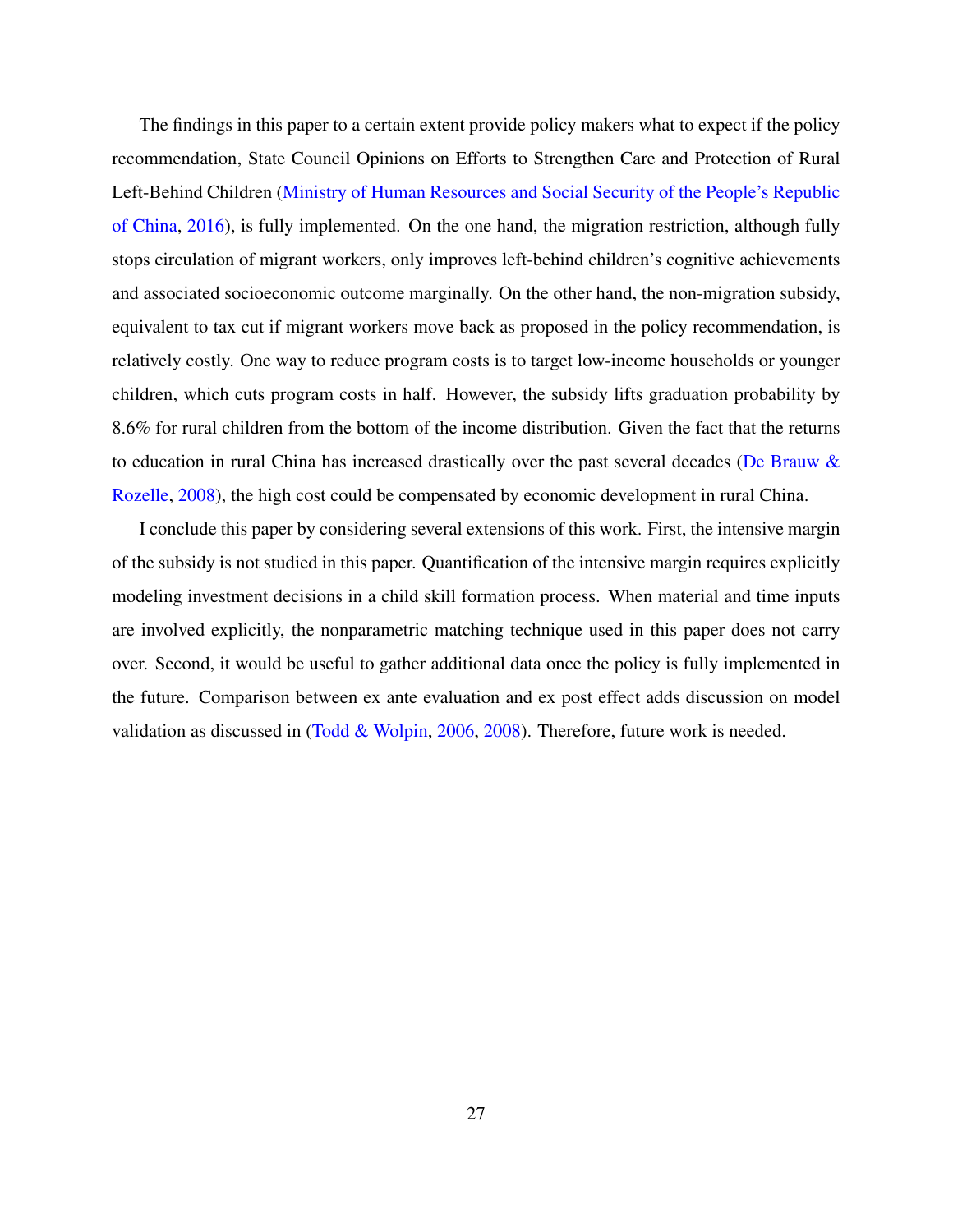The findings in this paper to a certain extent provide policy makers what to expect if the policy recommendation, State Council Opinions on Efforts to Strengthen Care and Protection of Rural Left-Behind Children (Ministry of Human Resources and Social Security of the People's Republic of China, 2016), is fully implemented. On the one hand, the migration restriction, although fully stops circulation of migrant workers, only improves left-behind children's cognitive achievements and associated socioeconomic outcome marginally. On the other hand, the non-migration subsidy, equivalent to tax cut if migrant workers move back as proposed in the policy recommendation, is relatively costly. One way to reduce program costs is to target low-income households or younger children, which cuts program costs in half. However, the subsidy lifts graduation probability by 8.6% for rural children from the bottom of the income distribution. Given the fact that the returns to education in rural China has increased drastically over the past several decades (De Brauw & Rozelle, 2008), the high cost could be compensated by economic development in rural China.

I conclude this paper by considering several extensions of this work. First, the intensive margin of the subsidy is not studied in this paper. Quantification of the intensive margin requires explicitly modeling investment decisions in a child skill formation process. When material and time inputs are involved explicitly, the nonparametric matching technique used in this paper does not carry over. Second, it would be useful to gather additional data once the policy is fully implemented in the future. Comparison between ex ante evaluation and ex post effect adds discussion on model validation as discussed in (Todd & Wolpin, 2006, 2008). Therefore, future work is needed.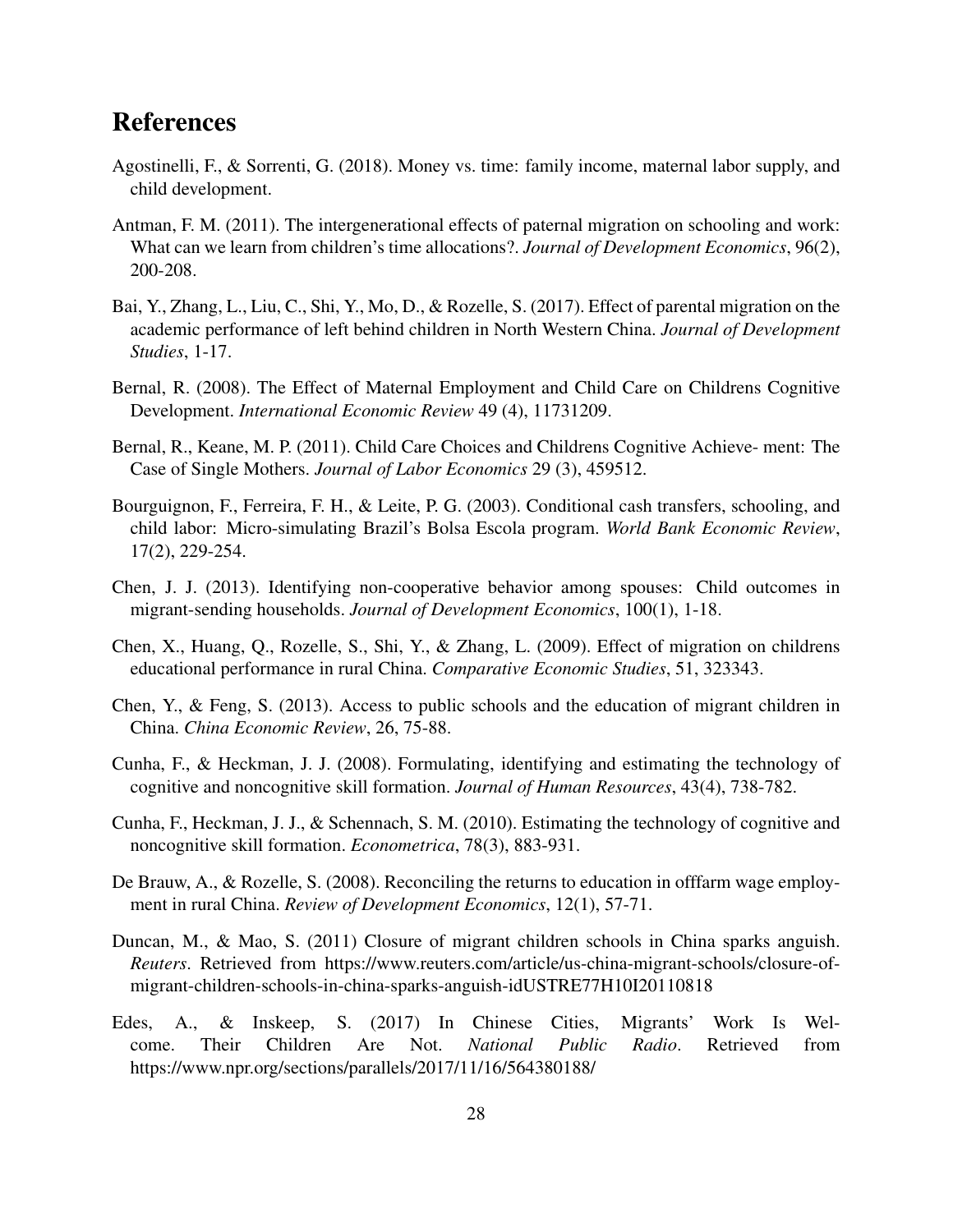# References

Agostinelli, F., & Sorrenti, G. (2018). Money vs. time: family income, maternal labor supply, and child development.

Antman, F. M. (2011). The intergenerational effects of paternal migration on schooling and work: What can we learn from children's time allocations?. *Journal of Development Economics*, 96(2), 200-208.

Bai, Y., Zhang, L., Liu, C., Shi, Y., Mo, D., & Rozelle, S. (2017). Effect of parental migration on the academic performance of left behind children in North Western China. *Journal of Development Studies*, 1-17.

Bernal, R. (2008). The Effect of Maternal Employment and Child Care on Childrens Cognitive Development. *International Economic Review* 49 (4), 11731209.

Bernal, R., Keane, M. P. (2011). Child Care Choices and Childrens Cognitive Achieve- ment: The Case of Single Mothers. *Journal of Labor Economics* 29 (3), 459512.

Bourguignon, F., Ferreira, F. H., & Leite, P. G. (2003). Conditional cash transfers, schooling, and child labor: Micro-simulating Brazil's Bolsa Escola program. *World Bank Economic Review*, 17(2), 229-254.

Chen, J. J. (2013). Identifying non-cooperative behavior among spouses: Child outcomes in migrant-sending households. *Journal of Development Economics*, 100(1), 1-18.

Chen, X., Huang, Q., Rozelle, S., Shi, Y., & Zhang, L. (2009). Effect of migration on childrens educational performance in rural China. *Comparative Economic Studies*, 51, 323343.

Chen, Y., & Feng, S. (2013). Access to public schools and the education of migrant children in China. *China Economic Review*, 26, 75-88.

Cunha, F., & Heckman, J. J. (2008). Formulating, identifying and estimating the technology of cognitive and noncognitive skill formation. *Journal of Human Resources*, 43(4), 738-782.

Cunha, F., Heckman, J. J., & Schennach, S. M. (2010). Estimating the technology of cognitive and noncognitive skill formation. *Econometrica*, 78(3), 883-931.

De Brauw, A., & Rozelle, S. (2008). Reconciling the returns to education in offfarm wage employment in rural China. *Review of Development Economics*, 12(1), 57-71.

Duncan, M., & Mao, S. (2011) Closure of migrant children schools in China sparks anguish. *Reuters*. Retrieved from https://www.reuters.com/article/us-china-migrant-schools/closure-of-migrant-children-schools-in-china-sparks-anguish-idUSTRE77H10I20110818

Edes, A., & Inskeep, S. (2017) In Chinese Cities, Migrants' Work Is Welcome. Their Children Are Not. *National Public Radio*. Retrieved from https://www.npr.org/sections/parallels/2017/11/16/564380188/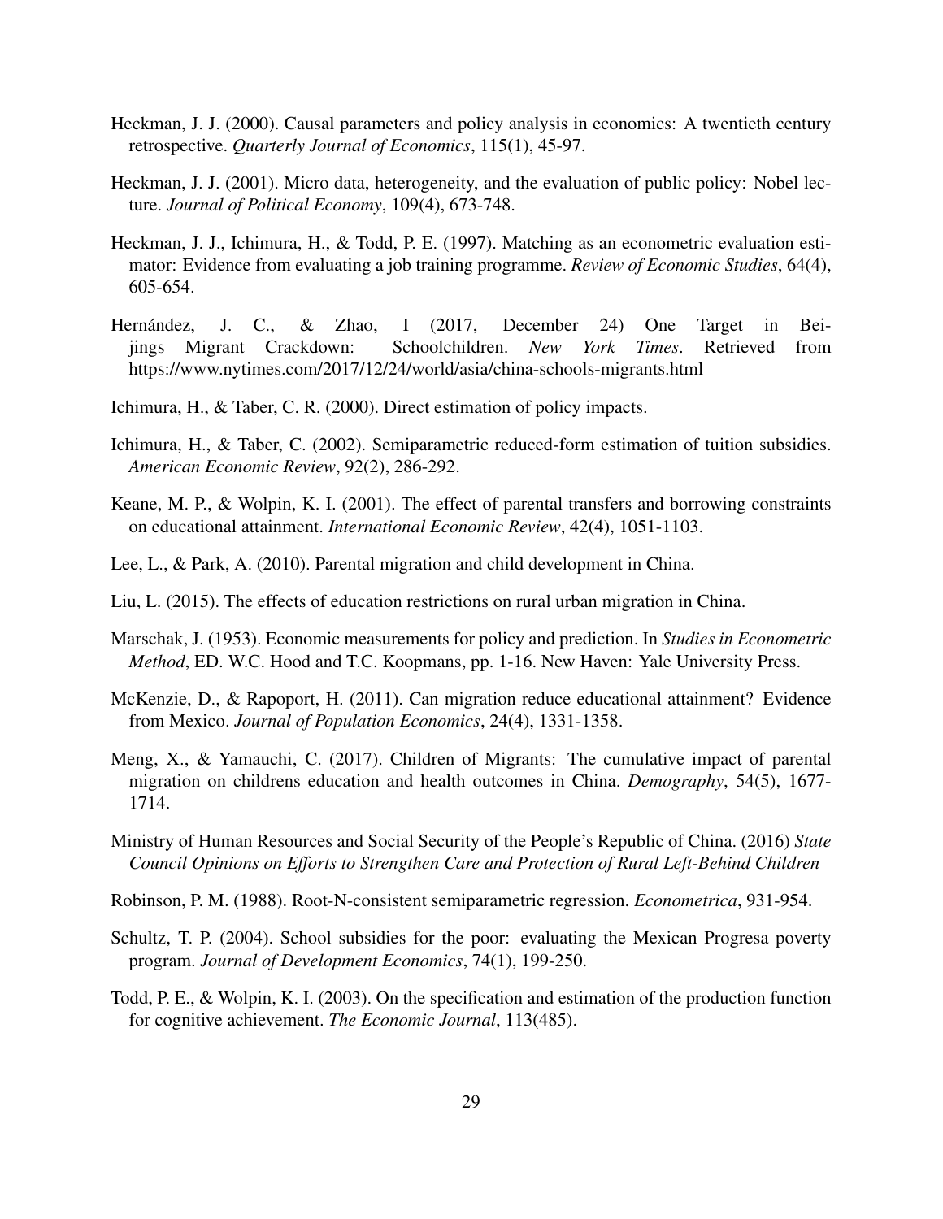Heckman, J. J. (2000). Causal parameters and policy analysis in economics: A twentieth century retrospective. *Quarterly Journal of Economics*, 115(1), 45-97.

Heckman, J. J. (2001). Micro data, heterogeneity, and the evaluation of public policy: Nobel lecture. *Journal of Political Economy*, 109(4), 673-748.

Heckman, J. J., Ichimura, H., & Todd, P. E. (1997). Matching as an econometric evaluation estimator: Evidence from evaluating a job training programme. *Review of Economic Studies*, 64(4), 605-654.

Hernández, J. C., & Zhao, I (2017, December 24) One Target in Beijings Migrant Crackdown: Schoolchildren. *New York Times*. Retrieved from https://www.nytimes.com/2017/12/24/world/asia/china-schools-migrants.html

Ichimura, H., & Taber, C. R. (2000). Direct estimation of policy impacts.

Ichimura, H., & Taber, C. (2002). Semiparametric reduced-form estimation of tuition subsidies. *American Economic Review*, 92(2), 286-292.

Keane, M. P., & Wolpin, K. I. (2001). The effect of parental transfers and borrowing constraints on educational attainment. *International Economic Review*, 42(4), 1051-1103.

Lee, L., & Park, A. (2010). Parental migration and child development in China.

Liu, L. (2015). The effects of education restrictions on rural urban migration in China.

Marschak, J. (1953). Economic measurements for policy and prediction. In *Studies in Econometric Method*, ED. W.C. Hood and T.C. Koopmans, pp. 1-16. New Haven: Yale University Press.

McKenzie, D., & Rapoport, H. (2011). Can migration reduce educational attainment? Evidence from Mexico. *Journal of Population Economics*, 24(4), 1331-1358.

Meng, X., & Yamauchi, C. (2017). Children of Migrants: The cumulative impact of parental migration on childrens education and health outcomes in China. *Demography*, 54(5), 1677-1714.

Ministry of Human Resources and Social Security of the People's Republic of China. (2016) *State Council Opinions on Efforts to Strengthen Care and Protection of Rural Left-Behind Children*

Robinson, P. M. (1988). Root-N-consistent semiparametric regression. *Econometrica*, 931-954.

Schultz, T. P. (2004). School subsidies for the poor: evaluating the Mexican Progresa poverty program. *Journal of Development Economics*, 74(1), 199-250.

Todd, P. E., & Wolpin, K. I. (2003). On the specification and estimation of the production function for cognitive achievement. *The Economic Journal*, 113(485).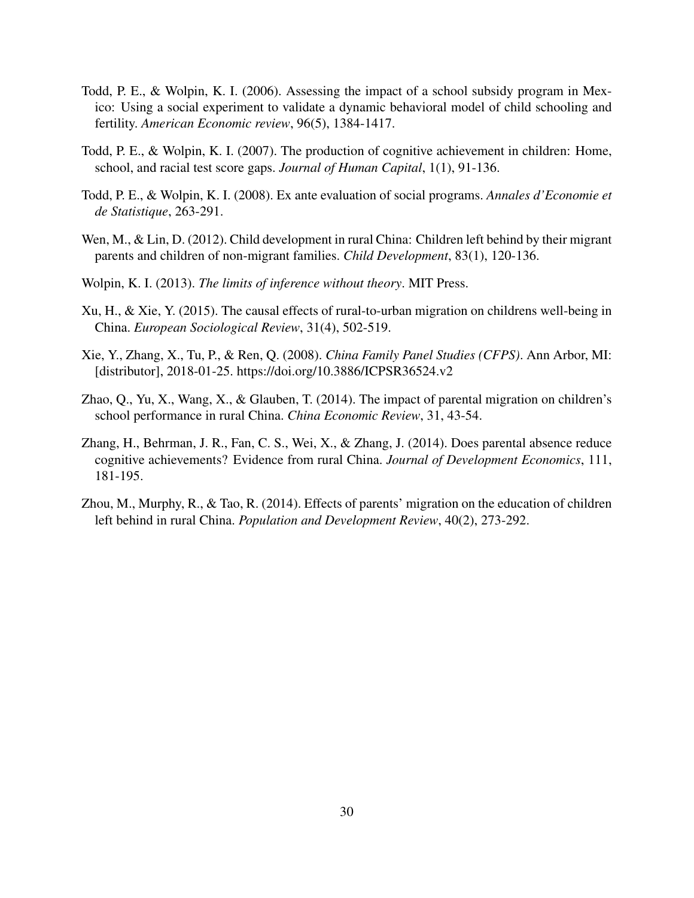Todd, P. E., & Wolpin, K. I. (2006). Assessing the impact of a school subsidy program in Mexico: Using a social experiment to validate a dynamic behavioral model of child schooling and fertility. *American Economic review*, 96(5), 1384-1417.

Todd, P. E., & Wolpin, K. I. (2007). The production of cognitive achievement in children: Home, school, and racial test score gaps. *Journal of Human Capital*, 1(1), 91-136.

Todd, P. E., & Wolpin, K. I. (2008). Ex ante evaluation of social programs. *Annales d'Economie et de Statistique*, 263-291.

Wen, M., & Lin, D. (2012). Child development in rural China: Children left behind by their migrant parents and children of non-migrant families. *Child Development*, 83(1), 120-136.

Wolpin, K. I. (2013). *The limits of inference without theory*. MIT Press.

Xu, H., & Xie, Y. (2015). The causal effects of rural-to-urban migration on childrens well-being in China. *European Sociological Review*, 31(4), 502-519.

Xie, Y., Zhang, X., Tu, P., & Ren, Q. (2008). *China Family Panel Studies (CFPS)*. Ann Arbor, MI: [distributor], 2018-01-25. https://doi.org/10.3886/ICPSR36524.v2

Zhao, Q., Yu, X., Wang, X., & Glauben, T. (2014). The impact of parental migration on children's school performance in rural China. *China Economic Review*, 31, 43-54.

Zhang, H., Behrman, J. R., Fan, C. S., Wei, X., & Zhang, J. (2014). Does parental absence reduce cognitive achievements? Evidence from rural China. *Journal of Development Economics*, 111, 181-195.

Zhou, M., Murphy, R., & Tao, R. (2014). Effects of parents' migration on the education of children left behind in rural China. *Population and Development Review*, 40(2), 273-292.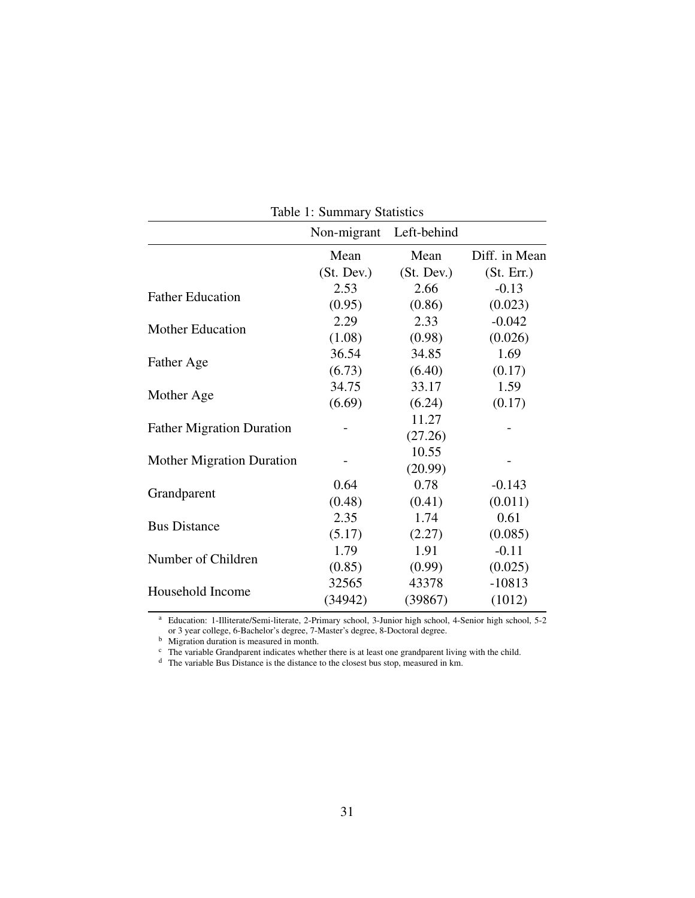Table 1: Summary Statistics

| | Non-migrant | Left-behind | |
|---|---|---|---|
| | Mean | Mean | Diff. in Mean |
| | (St. Dev.) | (St. Dev.) | (St. Err.) |
| Father Education | 2.53 | 2.66 | -0.13 |
| | (0.95) | (0.86) | (0.023) |
| Mother Education | 2.29 | 2.33 | -0.042 |
| | (1.08) | (0.98) | (0.026) |
| Father Age | 36.54 | 34.85 | 1.69 |
| | (6.73) | (6.40) | (0.17) |
| Mother Age | 34.75 | 33.17 | 1.59 |
| | (6.69) | (6.24) | (0.17) |
| Father Migration Duration | - | 11.27 | - |
| | | (27.26) | |
| Mother Migration Duration | - | 10.55 | - |
| | | (20.99) | |
| Grandparent | 0.64 | 0.78 | -0.143 |
| | (0.48) | (0.41) | (0.011) |
| Bus Distance | 2.35 | 1.74 | 0.61 |
| | (5.17) | (2.27) | (0.085) |
| Number of Children | 1.79 | 1.91 | -0.11 |
| | (0.85) | (0.99) | (0.025) |
| Household Income | 32565 | 43378 | -10813 |
| | (34942) | (39867) | (1012) |

[a] Education: 1-Illiterate/Semi-literate, 2-Primary school, 3-Junior high school, 4-Senior high school, 5-2 or 3 year college, 6-Bachelor's degree, 7-Master's degree, 8-Doctoral degree.
[b] Migration duration is measured in month.
[c] The variable Grandparent indicates whether there is at least one grandparent living with the child.
[d] The variable Bus Distance is the distance to the closest bus stop, measured in km.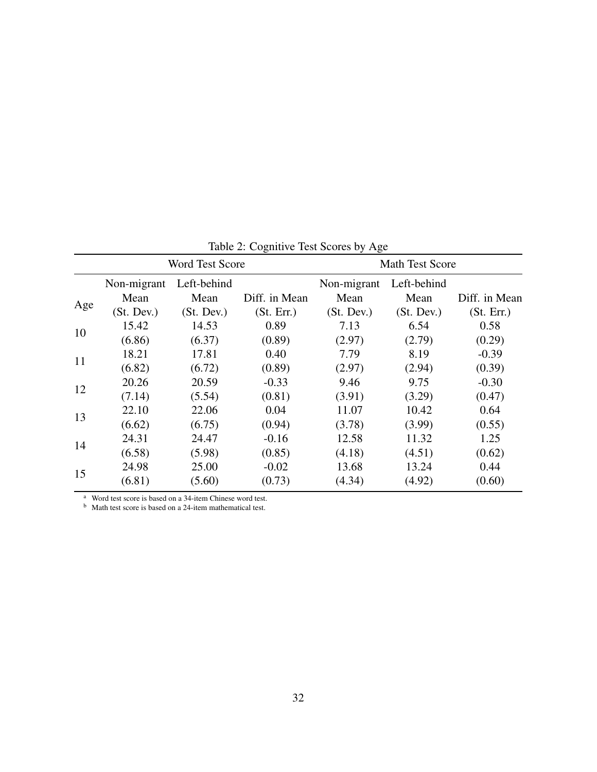Table 2: Cognitive Test Scores by Age

| Age | Word Test Score | | | Math Test Score | | |
|---|---|---|---|---|---|---|
| | Non-migrant Mean (St. Dev.) | Left-behind Mean (St. Dev.) | Diff. in Mean (St. Err.) | Non-migrant Mean (St. Dev.) | Left-behind Mean (St. Dev.) | Diff. in Mean (St. Err.) |
| 10 | 15.42 | 14.53 | 0.89 | 7.13 | 6.54 | 0.58 |
| | (6.86) | (6.37) | (0.89) | (2.97) | (2.79) | (0.29) |
| 11 | 18.21 | 17.81 | 0.40 | 7.79 | 8.19 | -0.39 |
| | (6.82) | (6.72) | (0.89) | (2.97) | (2.94) | (0.39) |
| 12 | 20.26 | 20.59 | -0.33 | 9.46 | 9.75 | -0.30 |
| | (7.14) | (5.54) | (0.81) | (3.91) | (3.29) | (0.47) |
| 13 | 22.10 | 22.06 | 0.04 | 11.07 | 10.42 | 0.64 |
| | (6.62) | (6.75) | (0.94) | (3.78) | (3.99) | (0.55) |
| 14 | 24.31 | 24.47 | -0.16 | 12.58 | 11.32 | 1.25 |
| | (6.58) | (5.98) | (0.85) | (4.18) | (4.51) | (0.62) |
| 15 | 24.98 | 25.00 | -0.02 | 13.68 | 13.24 | 0.44 |
| | (6.81) | (5.60) | (0.73) | (4.34) | (4.92) | (0.60) |

[a] Word test score is based on a 34-item Chinese word test.
[b] Math test score is based on a 24-item mathematical test.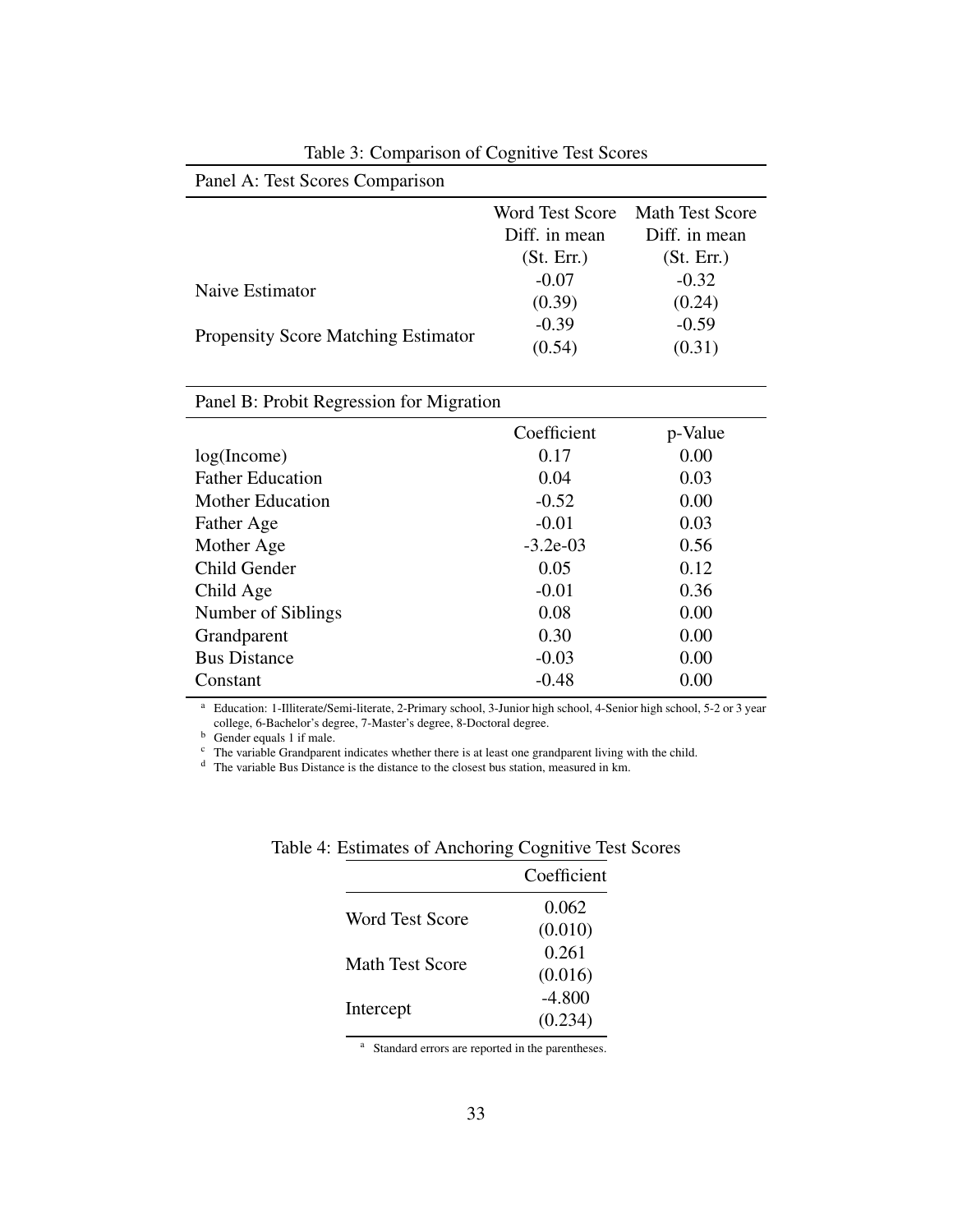Table 3: Comparison of Cognitive Test Scores

Panel A: Test Scores Comparison

| | Word Test Score Diff. in mean (St. Err.) | Math Test Score Diff. in mean (St. Err.) |
|---|---|---|
| Naive Estimator | -0.07 | -0.32 |
| | (0.39) | (0.24) |
| Propensity Score Matching Estimator | -0.39 | -0.59 |
| | (0.54) | (0.31) |

Panel B: Probit Regression for Migration

| | Coefficient | p-Value |
|---|---|---|
| log(Income) | 0.17 | 0.00 |
| Father Education | 0.04 | 0.03 |
| Mother Education | -0.52 | 0.00 |
| Father Age | -0.01 | 0.03 |
| Mother Age | -3.2e-03 | 0.56 |
| Child Gender | 0.05 | 0.12 |
| Child Age | -0.01 | 0.36 |
| Number of Siblings | 0.08 | 0.00 |
| Grandparent | 0.30 | 0.00 |
| Bus Distance | -0.03 | 0.00 |
| Constant | -0.48 | 0.00 |

[a] Education: 1-Illiterate/Semi-literate, 2-Primary school, 3-Junior high school, 4-Senior high school, 5-2 or 3 year college, 6-Bachelor's degree, 7-Master's degree, 8-Doctoral degree.
[b] Gender equals 1 if male.
[c] The variable Grandparent indicates whether there is at least one grandparent living with the child.
[d] The variable Bus Distance is the distance to the closest bus station, measured in km.

Table 4: Estimates of Anchoring Cognitive Test Scores

| | Coefficient |
|---|---|
| Word Test Score | 0.062 |
| | (0.010) |
| Math Test Score | 0.261 |
| | (0.016) |
| Intercept | -4.800 |
| | (0.234) |

[a] Standard errors are reported in the parentheses.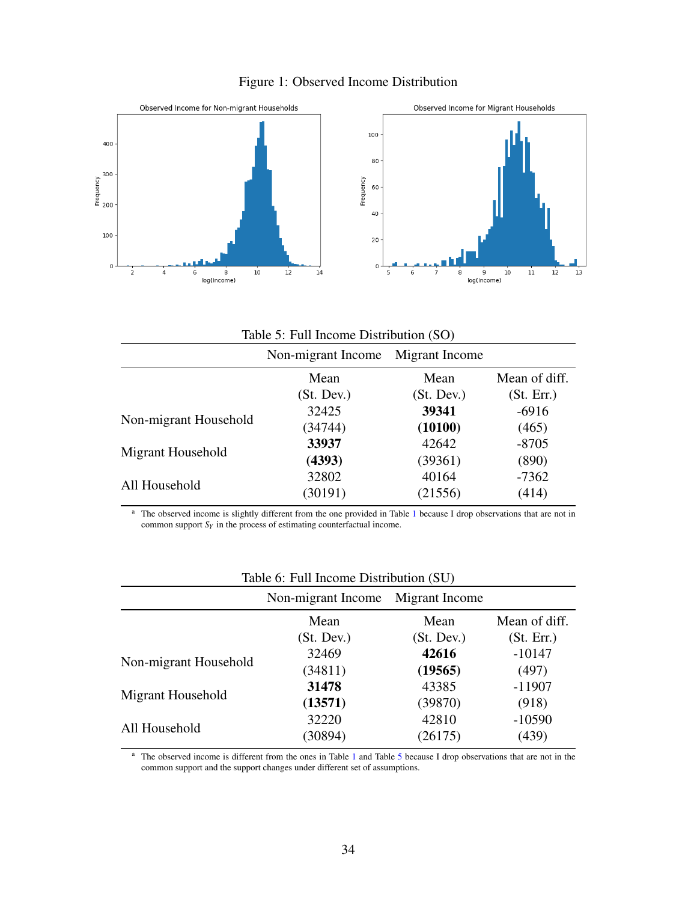Figure 1: Observed Income Distribution

Table 5: Full Income Distribution (SO)

| | Non-migrant Income | Migrant Income | |
|---|---|---|---|
| | Mean<br>(St. Dev.) | Mean<br>(St. Dev.) | Mean of diff.<br>(St. Err.) |
| Non-migrant Household | 32425<br>(34744) | **39341**<br>**(10100)** | -6916<br>(465) |
| Migrant Household | **33937**<br>**(4393)** | 42642<br>(39361) | -8705<br>(890) |
| All Household | 32802<br>(30191) | 40164<br>(21556) | -7362<br>(414) |

[a] The observed income is slightly different from the one provided in Table 1 because I drop observations that are not in common support $S_Y$ in the process of estimating counterfactual income.

Table 6: Full Income Distribution (SU)

| | Non-migrant Income | Migrant Income | |
|---|---|---|---|
| | Mean<br>(St. Dev.) | Mean<br>(St. Dev.) | Mean of diff.<br>(St. Err.) |
| Non-migrant Household | 32469<br>(34811) | **42616**<br>**(19565)** | -10147<br>(497) |
| Migrant Household | **31478**<br>**(13571)** | 43385<br>(39870) | -11907<br>(918) |
| All Household | 32220<br>(30894) | 42810<br>(26175) | -10590<br>(439) |

[a] The observed income is different from the ones in Table 1 and Table 5 because I drop observations that are not in the common support and the support changes under different set of assumptions.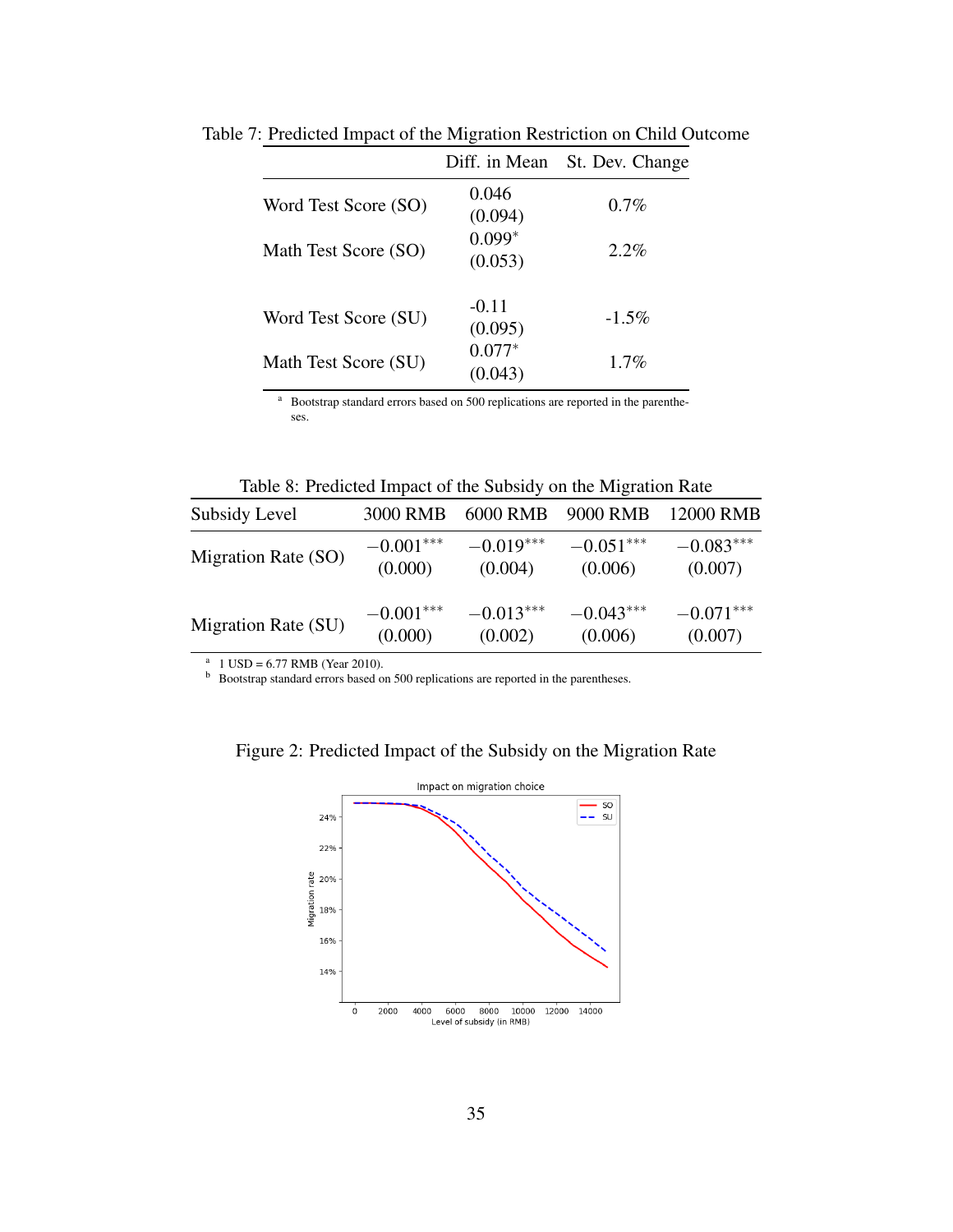Table 7: Predicted Impact of the Migration Restriction on Child Outcome

| | Diff. in Mean | St. Dev. Change |
|---|---|---|
| Word Test Score (SO) | 0.046<br>(0.094) | 0.7% |
| Math Test Score (SO) | 0.099*<br>(0.053) | 2.2% |
| Word Test Score (SU) | -0.11<br>(0.095) | -1.5% |
| Math Test Score (SU) | 0.077*<br>(0.043) | 1.7% |

[a] Bootstrap standard errors based on 500 replications are reported in the parentheses.

Table 8: Predicted Impact of the Subsidy on the Migration Rate

| Subsidy Level | 3000 RMB | 6000 RMB | 9000 RMB | 12000 RMB |
|---|---|---|---|---|
| Migration Rate (SO) | $-0.001^{***}$<br>(0.000) | $-0.019^{***}$<br>(0.004) | $-0.051^{***}$<br>(0.006) | $-0.083^{***}$<br>(0.007) |
| Migration Rate (SU) | $-0.001^{***}$<br>(0.000) | $-0.013^{***}$<br>(0.002) | $-0.043^{***}$<br>(0.006) | $-0.071^{***}$<br>(0.007) |

[a] 1 USD = 6.77 RMB (Year 2010).
[b] Bootstrap standard errors based on 500 replications are reported in the parentheses.

Figure 2: Predicted Impact of the Subsidy on the Migration Rate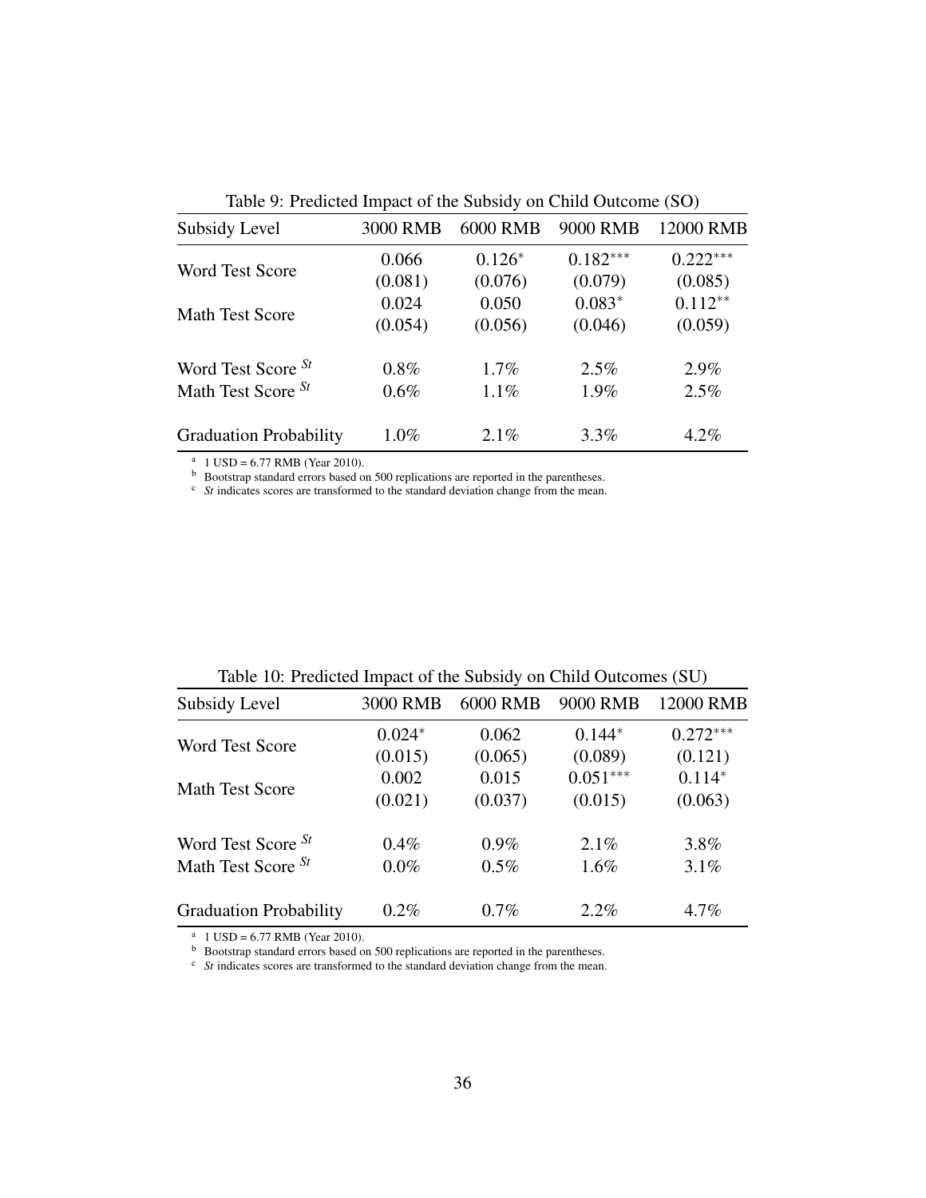Table 9: Predicted Impact of the Subsidy on Child Outcome (SO)

| Subsidy Level | 3000 RMB | 6000 RMB | 9000 RMB | 12000 RMB |
|---|---|---|---|---|
| Word Test Score | 0.066 | $0.126^{*}$ | $0.182^{***}$ | $0.222^{***}$ |
| | (0.081) | (0.076) | (0.079) | (0.085) |
| Math Test Score | 0.024 | 0.050 | $0.083^{*}$ | $0.112^{**}$ |
| | (0.054) | (0.056) | (0.046) | (0.059) |
| Word Test Score $^{St}$ | 0.8% | 1.7% | 2.5% | 2.9% |
| Math Test Score $^{St}$ | 0.6% | 1.1% | 1.9% | 2.5% |
| Graduation Probability | 1.0% | 2.1% | 3.3% | 4.2% |

[a] 1 USD = 6.77 RMB (Year 2010).
[b] Bootstrap standard errors based on 500 replications are reported in the parentheses.
[c] *St* indicates scores are transformed to the standard deviation change from the mean.

Table 10: Predicted Impact of the Subsidy on Child Outcomes (SU)

| Subsidy Level | 3000 RMB | 6000 RMB | 9000 RMB | 12000 RMB |
|---|---|---|---|---|
| Word Test Score | $0.024^{*}$ | 0.062 | $0.144^{*}$ | $0.272^{***}$ |
| | (0.015) | (0.065) | (0.089) | (0.121) |
| Math Test Score | 0.002 | 0.015 | $0.051^{***}$ | $0.114^{*}$ |
| | (0.021) | (0.037) | (0.015) | (0.063) |
| Word Test Score $^{St}$ | 0.4% | 0.9% | 2.1% | 3.8% |
| Math Test Score $^{St}$ | 0.0% | 0.5% | 1.6% | 3.1% |
| Graduation Probability | 0.2% | 0.7% | 2.2% | 4.7% |

[a] 1 USD = 6.77 RMB (Year 2010).
[b] Bootstrap standard errors based on 500 replications are reported in the parentheses.
[c] *St* indicates scores are transformed to the standard deviation change from the mean.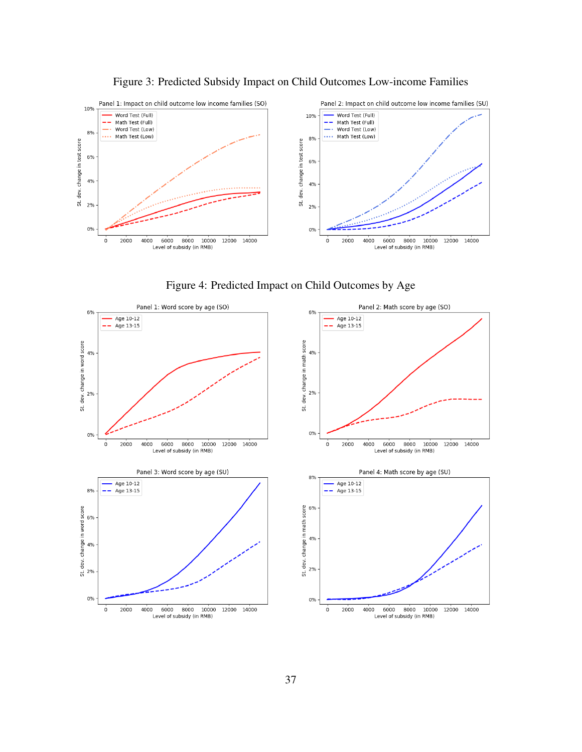Figure 3: Predicted Subsidy Impact on Child Outcomes Low-income Families

Figure 4: Predicted Impact on Child Outcomes by Age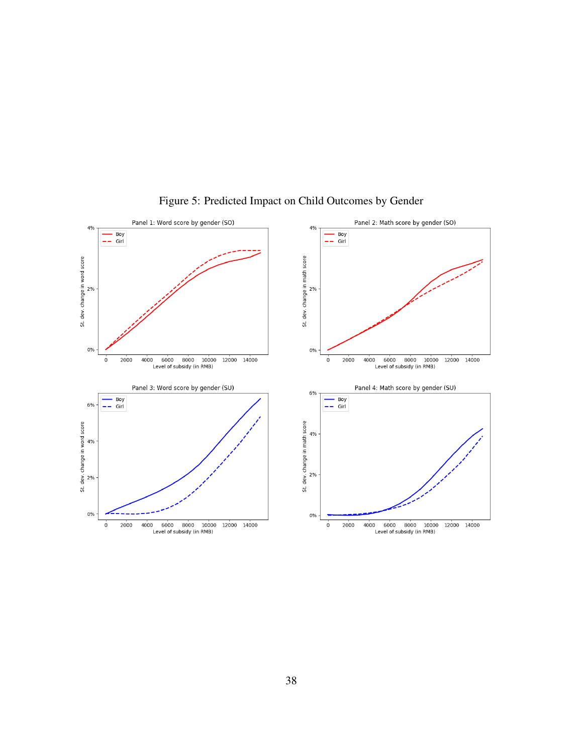Figure 5: Predicted Impact on Child Outcomes by Gender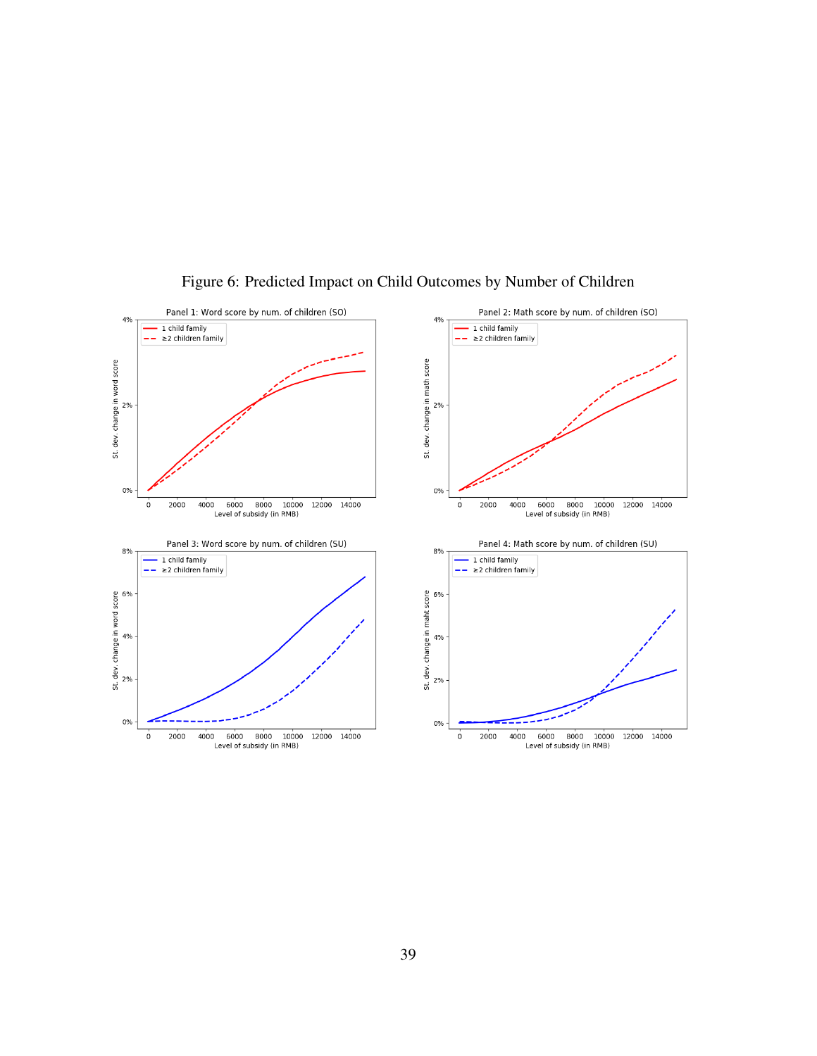Figure 6: Predicted Impact on Child Outcomes by Number of Children

Panel 1: Word score by num. of children (SO)

1 child family
≥2 children family

St. dev. change in word score

0%
2%
4%

0 2000 4000 6000 8000 10000 12000 14000

Level of subsidy (in RMB)

Panel 2: Math score by num. of children (SO)

1 child family
≥2 children family

St. dev. change in math score

0%
2%
4%

0 2000 4000 6000 8000 10000 12000 14000

Level of subsidy (in RMB)

Panel 3: Word score by num. of children (SU)

1 child family
≥2 children family

St. dev. change in word score

0%
2%
4%
6%
8%

0 2000 4000 6000 8000 10000 12000 14000

Level of subsidy (in RMB)

Panel 4: Math score by num. of children (SU)

1 child family
≥2 children family

St. dev. change in malt score

0%
2%
4%
6%
8%

0 2000 4000 6000 8000 10000 12000 14000

Level of subsidy (in RMB)